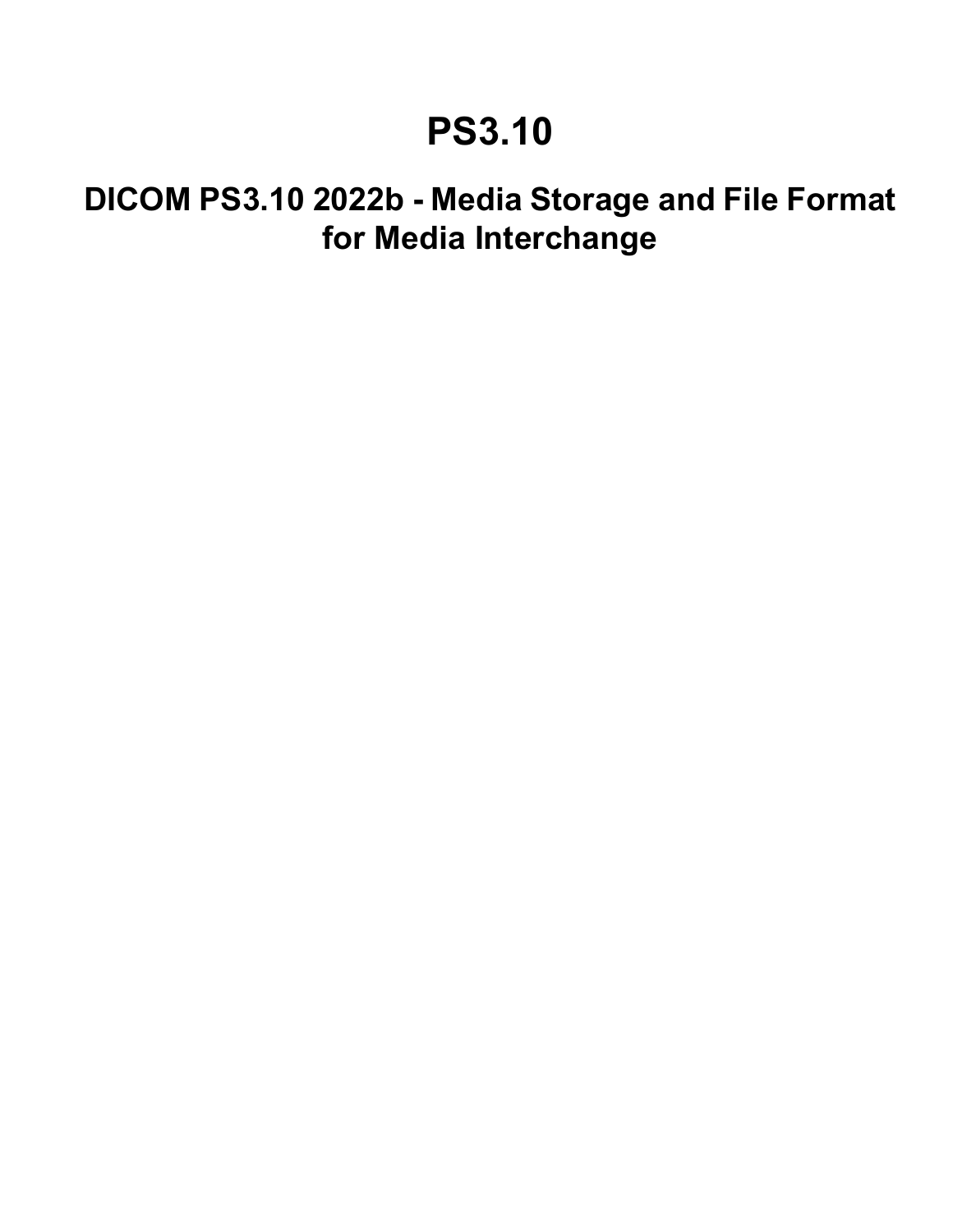# PS3.10

## DICOM PS3.10 2022b - Media Storage and File Format for Media Interchange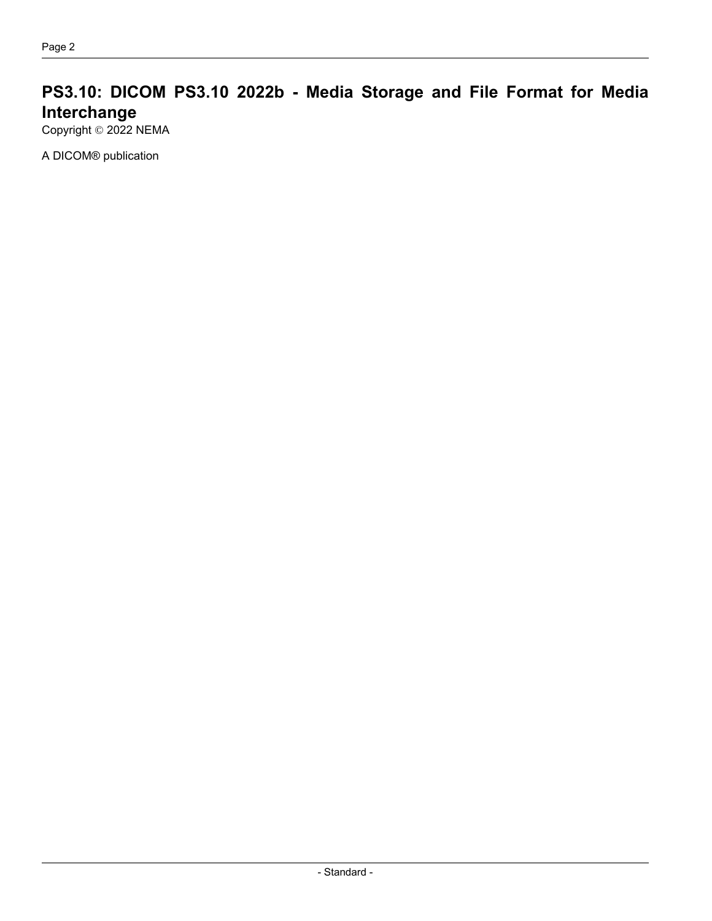# PS3.10: DICOM PS3.10 2022b - Media Storage and File Format for Media Interchange

Copyright © 2022 NEMA

A DICOM® publication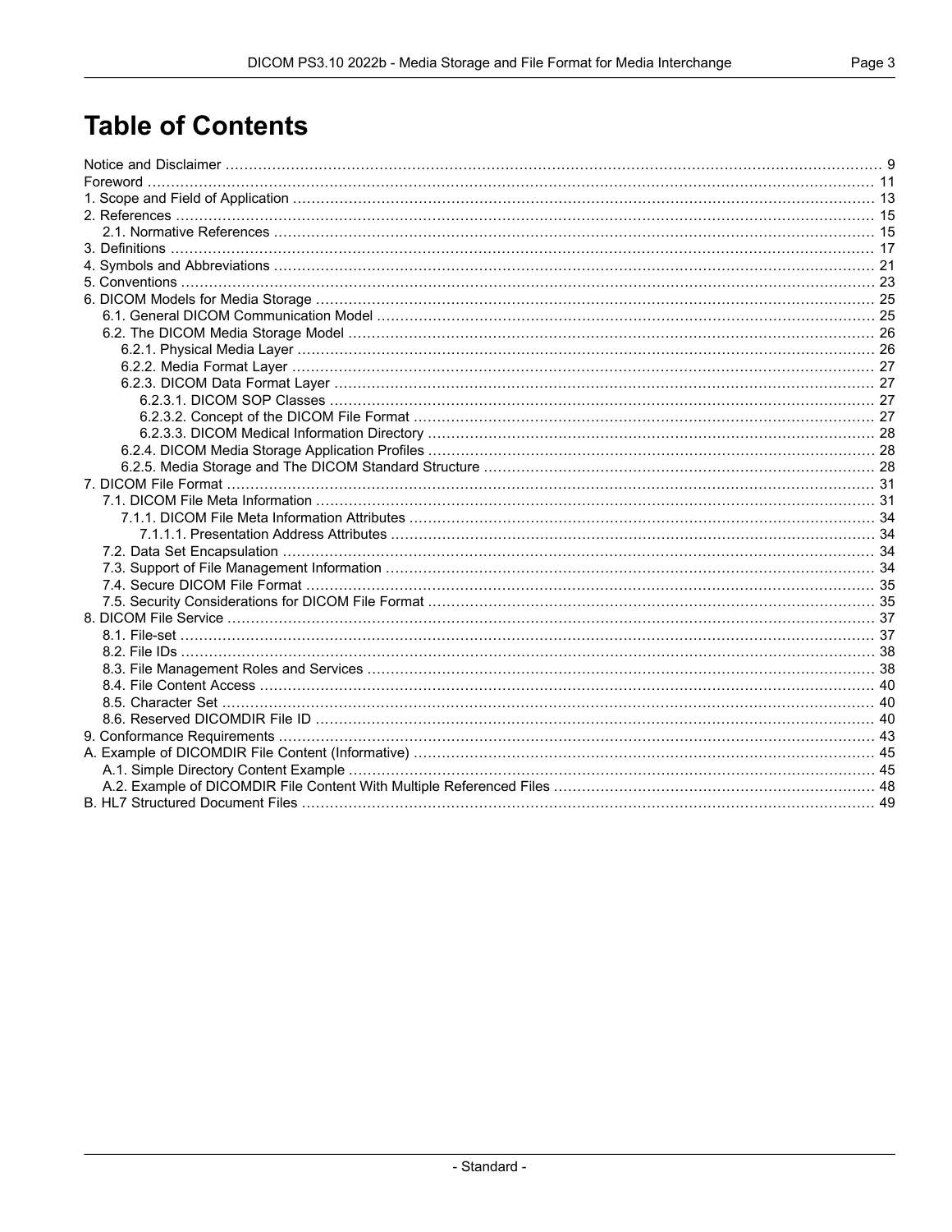# Table of Contents

Notice and Disclaimer ... 9
Foreword ... 11
1. Scope and Field of Application ... 13
2. References ... 15
  2.1. Normative References ... 15
3. Definitions ... 17
4. Symbols and Abbreviations ... 21
5. Conventions ... 23
6. DICOM Models for Media Storage ... 25
  6.1. General DICOM Communication Model ... 25
  6.2. The DICOM Media Storage Model ... 26
    6.2.1. Physical Media Layer ... 26
    6.2.2. Media Format Layer ... 27
    6.2.3. DICOM Data Format Layer ... 27
      6.2.3.1. DICOM SOP Classes ... 27
      6.2.3.2. Concept of the DICOM File Format ... 27
      6.2.3.3. DICOM Medical Information Directory ... 28
    6.2.4. DICOM Media Storage Application Profiles ... 28
    6.2.5. Media Storage and The DICOM Standard Structure ... 28
7. DICOM File Format ... 31
  7.1. DICOM File Meta Information ... 31
    7.1.1. DICOM File Meta Information Attributes ... 34
      7.1.1.1. Presentation Address Attributes ... 34
  7.2. Data Set Encapsulation ... 34
  7.3. Support of File Management Information ... 34
  7.4. Secure DICOM File Format ... 35
  7.5. Security Considerations for DICOM File Format ... 35
8. DICOM File Service ... 37
  8.1. File-set ... 37
  8.2. File IDs ... 38
  8.3. File Management Roles and Services ... 38
  8.4. File Content Access ... 40
  8.5. Character Set ... 40
  8.6. Reserved DICOMDIR File ID ... 40
9. Conformance Requirements ... 43
A. Example of DICOMDIR File Content (Informative) ... 45
  A.1. Simple Directory Content Example ... 45
  A.2. Example of DICOMDIR File Content With Multiple Referenced Files ... 48
B. HL7 Structured Document Files ... 49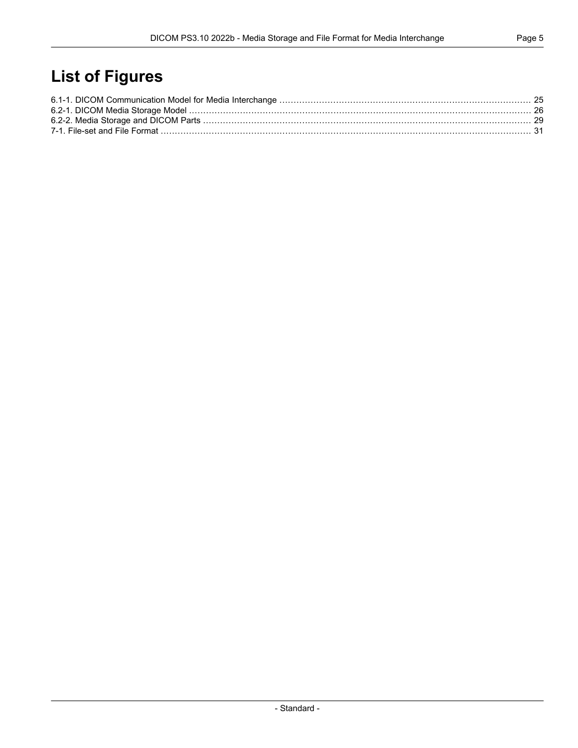# List of Figures

6.1-1. DICOM Communication Model for Media Interchange ........................................................................................ 25
6.2-1. DICOM Media Storage Model ........................................................................................................................ 26
6.2-2. Media Storage and DICOM Parts .................................................................................................................. 29
7-1. File-set and File Format .................................................................................................................................. 31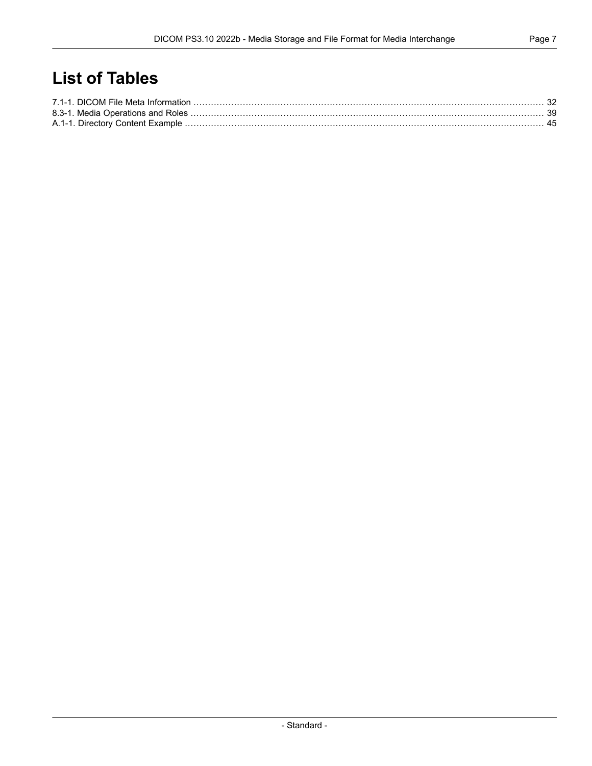# List of Tables

7.1-1. DICOM File Meta Information ........................................................................................................ 32
8.3-1. Media Operations and Roles ........................................................................................................ 39
A.1-1. Directory Content Example ........................................................................................................ 45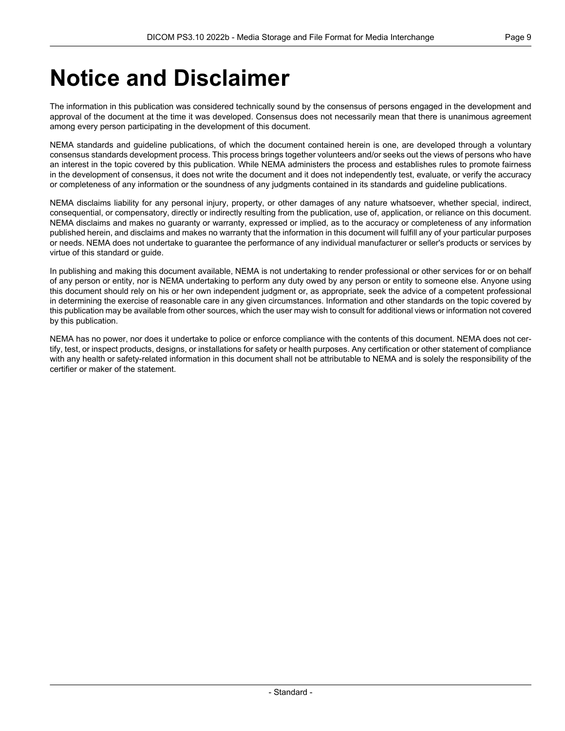# Notice and Disclaimer

The information in this publication was considered technically sound by the consensus of persons engaged in the development and approval of the document at the time it was developed. Consensus does not necessarily mean that there is unanimous agreement among every person participating in the development of this document.

NEMA standards and guideline publications, of which the document contained herein is one, are developed through a voluntary consensus standards development process. This process brings together volunteers and/or seeks out the views of persons who have an interest in the topic covered by this publication. While NEMA administers the process and establishes rules to promote fairness in the development of consensus, it does not write the document and it does not independently test, evaluate, or verify the accuracy or completeness of any information or the soundness of any judgments contained in its standards and guideline publications.

NEMA disclaims liability for any personal injury, property, or other damages of any nature whatsoever, whether special, indirect, consequential, or compensatory, directly or indirectly resulting from the publication, use of, application, or reliance on this document. NEMA disclaims and makes no guaranty or warranty, expressed or implied, as to the accuracy or completeness of any information published herein, and disclaims and makes no warranty that the information in this document will fulfill any of your particular purposes or needs. NEMA does not undertake to guarantee the performance of any individual manufacturer or seller's products or services by virtue of this standard or guide.

In publishing and making this document available, NEMA is not undertaking to render professional or other services for or on behalf of any person or entity, nor is NEMA undertaking to perform any duty owed by any person or entity to someone else. Anyone using this document should rely on his or her own independent judgment or, as appropriate, seek the advice of a competent professional in determining the exercise of reasonable care in any given circumstances. Information and other standards on the topic covered by this publication may be available from other sources, which the user may wish to consult for additional views or information not covered by this publication.

NEMA has no power, nor does it undertake to police or enforce compliance with the contents of this document. NEMA does not certify, test, or inspect products, designs, or installations for safety or health purposes. Any certification or other statement of compliance with any health or safety-related information in this document shall not be attributable to NEMA and is solely the responsibility of the certifier or maker of the statement.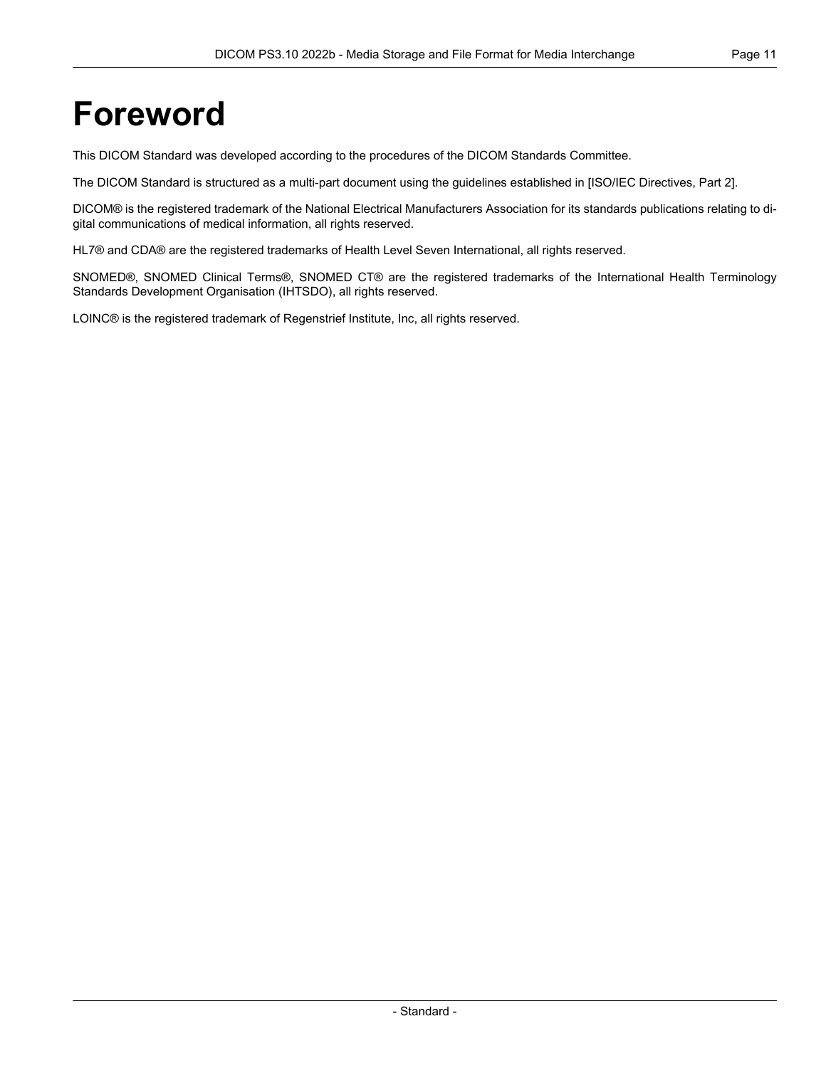# Foreword

This DICOM Standard was developed according to the procedures of the DICOM Standards Committee.

The DICOM Standard is structured as a multi-part document using the guidelines established in [ISO/IEC Directives, Part 2].

DICOM® is the registered trademark of the National Electrical Manufacturers Association for its standards publications relating to digital communications of medical information, all rights reserved.

HL7® and CDA® are the registered trademarks of Health Level Seven International, all rights reserved.

SNOMED®, SNOMED Clinical Terms®, SNOMED CT® are the registered trademarks of the International Health Terminology Standards Development Organisation (IHTSDO), all rights reserved.

LOINC® is the registered trademark of Regenstrief Institute, Inc, all rights reserved.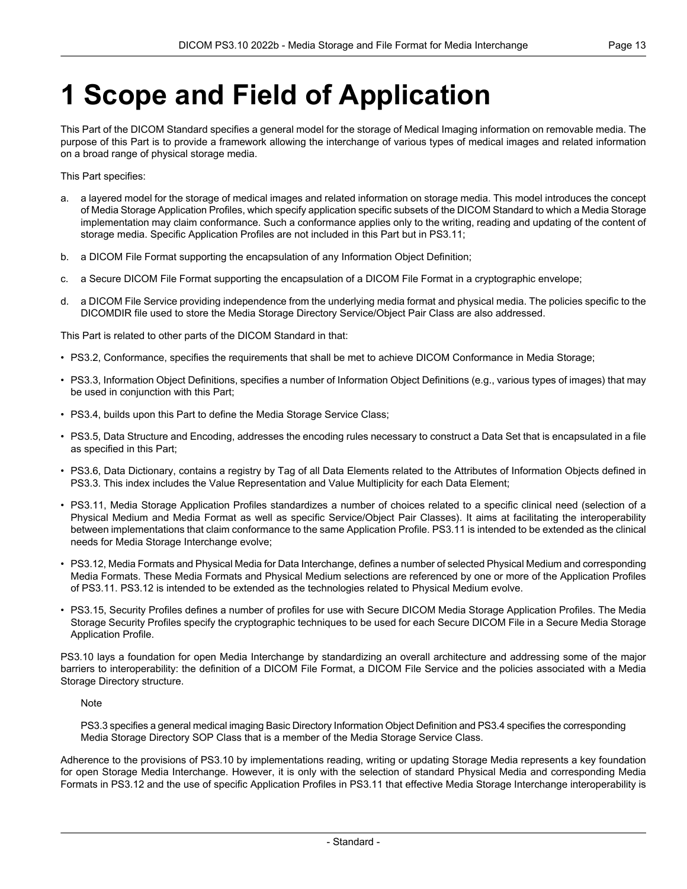# 1 Scope and Field of Application

This Part of the DICOM Standard specifies a general model for the storage of Medical Imaging information on removable media. The purpose of this Part is to provide a framework allowing the interchange of various types of medical images and related information on a broad range of physical storage media.

This Part specifies:

a. a layered model for the storage of medical images and related information on storage media. This model introduces the concept of Media Storage Application Profiles, which specify application specific subsets of the DICOM Standard to which a Media Storage implementation may claim conformance. Such a conformance applies only to the writing, reading and updating of the content of storage media. Specific Application Profiles are not included in this Part but in PS3.11;

b. a DICOM File Format supporting the encapsulation of any Information Object Definition;

c. a Secure DICOM File Format supporting the encapsulation of a DICOM File Format in a cryptographic envelope;

d. a DICOM File Service providing independence from the underlying media format and physical media. The policies specific to the DICOMDIR file used to store the Media Storage Directory Service/Object Pair Class are also addressed.

This Part is related to other parts of the DICOM Standard in that:

- PS3.2, Conformance, specifies the requirements that shall be met to achieve DICOM Conformance in Media Storage;
- PS3.3, Information Object Definitions, specifies a number of Information Object Definitions (e.g., various types of images) that may be used in conjunction with this Part;
- PS3.4, builds upon this Part to define the Media Storage Service Class;
- PS3.5, Data Structure and Encoding, addresses the encoding rules necessary to construct a Data Set that is encapsulated in a file as specified in this Part;
- PS3.6, Data Dictionary, contains a registry by Tag of all Data Elements related to the Attributes of Information Objects defined in PS3.3. This index includes the Value Representation and Value Multiplicity for each Data Element;
- PS3.11, Media Storage Application Profiles standardizes a number of choices related to a specific clinical need (selection of a Physical Medium and Media Format as well as specific Service/Object Pair Classes). It aims at facilitating the interoperability between implementations that claim conformance to the same Application Profile. PS3.11 is intended to be extended as the clinical needs for Media Storage Interchange evolve;
- PS3.12, Media Formats and Physical Media for Data Interchange, defines a number of selected Physical Medium and corresponding Media Formats. These Media Formats and Physical Medium selections are referenced by one or more of the Application Profiles of PS3.11. PS3.12 is intended to be extended as the technologies related to Physical Medium evolve.
- PS3.15, Security Profiles defines a number of profiles for use with Secure DICOM Media Storage Application Profiles. The Media Storage Security Profiles specify the cryptographic techniques to be used for each Secure DICOM File in a Secure Media Storage Application Profile.

PS3.10 lays a foundation for open Media Interchange by standardizing an overall architecture and addressing some of the major barriers to interoperability: the definition of a DICOM File Format, a DICOM File Service and the policies associated with a Media Storage Directory structure.

Note

PS3.3 specifies a general medical imaging Basic Directory Information Object Definition and PS3.4 specifies the corresponding Media Storage Directory SOP Class that is a member of the Media Storage Service Class.

Adherence to the provisions of PS3.10 by implementations reading, writing or updating Storage Media represents a key foundation for open Storage Media Interchange. However, it is only with the selection of standard Physical Media and corresponding Media Formats in PS3.12 and the use of specific Application Profiles in PS3.11 that effective Media Storage Interchange interoperability is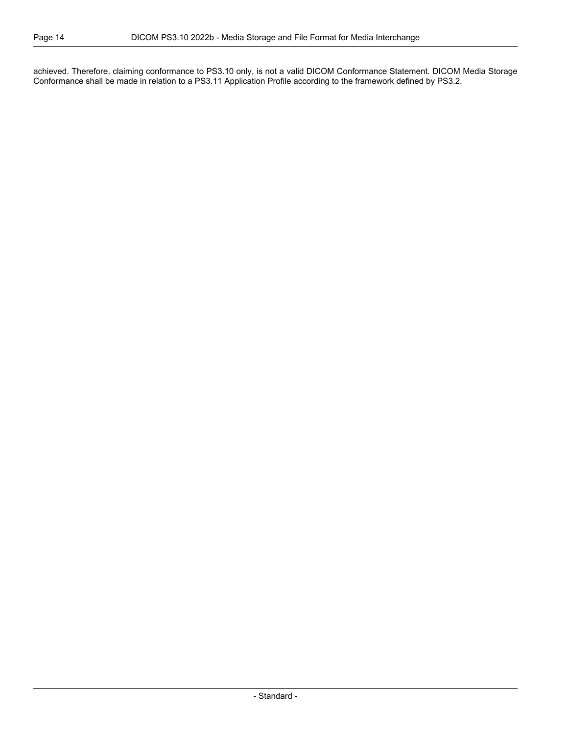achieved. Therefore, claiming conformance to PS3.10 only, is not a valid DICOM Conformance Statement. DICOM Media Storage Conformance shall be made in relation to a PS3.11 Application Profile according to the framework defined by PS3.2.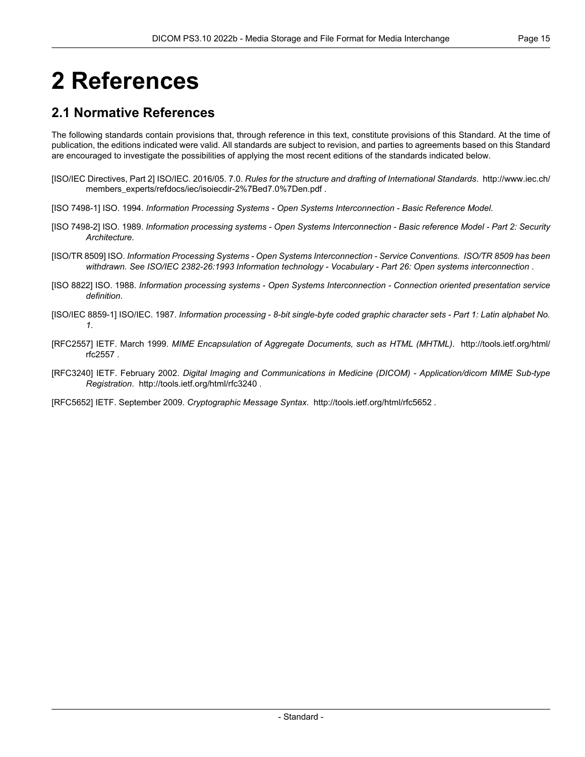# 2 References

## 2.1 Normative References

The following standards contain provisions that, through reference in this text, constitute provisions of this Standard. At the time of publication, the editions indicated were valid. All standards are subject to revision, and parties to agreements based on this Standard are encouraged to investigate the possibilities of applying the most recent editions of the standards indicated below.

[ISO/IEC Directives, Part 2] ISO/IEC. 2016/05. 7.0. *Rules for the structure and drafting of International Standards*. http://www.iec.ch/members_experts/refdocs/iec/isoiecdir-2%7Bed7.0%7Den.pdf .

[ISO 7498-1] ISO. 1994. *Information Processing Systems - Open Systems Interconnection - Basic Reference Model*.

[ISO 7498-2] ISO. 1989. *Information processing systems - Open Systems Interconnection - Basic reference Model - Part 2: Security Architecture*.

[ISO/TR 8509] ISO. *Information Processing Systems - Open Systems Interconnection - Service Conventions*. *ISO/TR 8509 has been withdrawn. See ISO/IEC 2382-26:1993 Information technology - Vocabulary - Part 26: Open systems interconnection* .

[ISO 8822] ISO. 1988. *Information processing systems - Open Systems Interconnection - Connection oriented presentation service definition*.

[ISO/IEC 8859-1] ISO/IEC. 1987. *Information processing - 8-bit single-byte coded graphic character sets - Part 1: Latin alphabet No. 1*.

[RFC2557] IETF. March 1999. *MIME Encapsulation of Aggregate Documents, such as HTML (MHTML)*. http://tools.ietf.org/html/rfc2557 .

[RFC3240] IETF. February 2002. *Digital Imaging and Communications in Medicine (DICOM) - Application/dicom MIME Sub-type Registration*. http://tools.ietf.org/html/rfc3240 .

[RFC5652] IETF. September 2009. *Cryptographic Message Syntax*. http://tools.ietf.org/html/rfc5652 .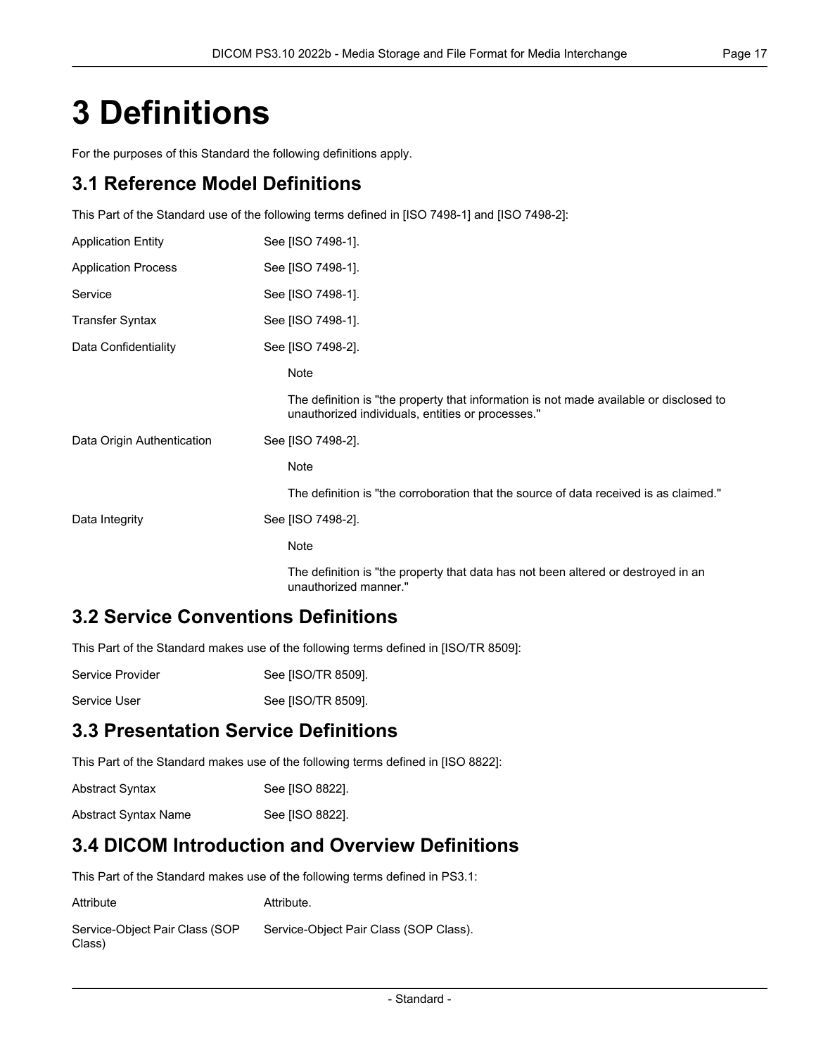# 3 Definitions

For the purposes of this Standard the following definitions apply.

## 3.1 Reference Model Definitions

This Part of the Standard use of the following terms defined in [ISO 7498-1] and [ISO 7498-2]:

Application Entity
: See [ISO 7498-1].

Application Process
: See [ISO 7498-1].

Service
: See [ISO 7498-1].

Transfer Syntax
: See [ISO 7498-1].

Data Confidentiality
: See [ISO 7498-2].

> Note
>
> The definition is "the property that information is not made available or disclosed to unauthorized individuals, entities or processes."

Data Origin Authentication
: See [ISO 7498-2].

> Note
>
> The definition is "the corroboration that the source of data received is as claimed."

Data Integrity
: See [ISO 7498-2].

> Note
>
> The definition is "the property that data has not been altered or destroyed in an unauthorized manner."

## 3.2 Service Conventions Definitions

This Part of the Standard makes use of the following terms defined in [ISO/TR 8509]:

Service Provider
: See [ISO/TR 8509].

Service User
: See [ISO/TR 8509].

## 3.3 Presentation Service Definitions

This Part of the Standard makes use of the following terms defined in [ISO 8822]:

Abstract Syntax
: See [ISO 8822].

Abstract Syntax Name
: See [ISO 8822].

## 3.4 DICOM Introduction and Overview Definitions

This Part of the Standard makes use of the following terms defined in PS3.1:

Attribute
: Attribute.

Service-Object Pair Class (SOP Class)
: Service-Object Pair Class (SOP Class).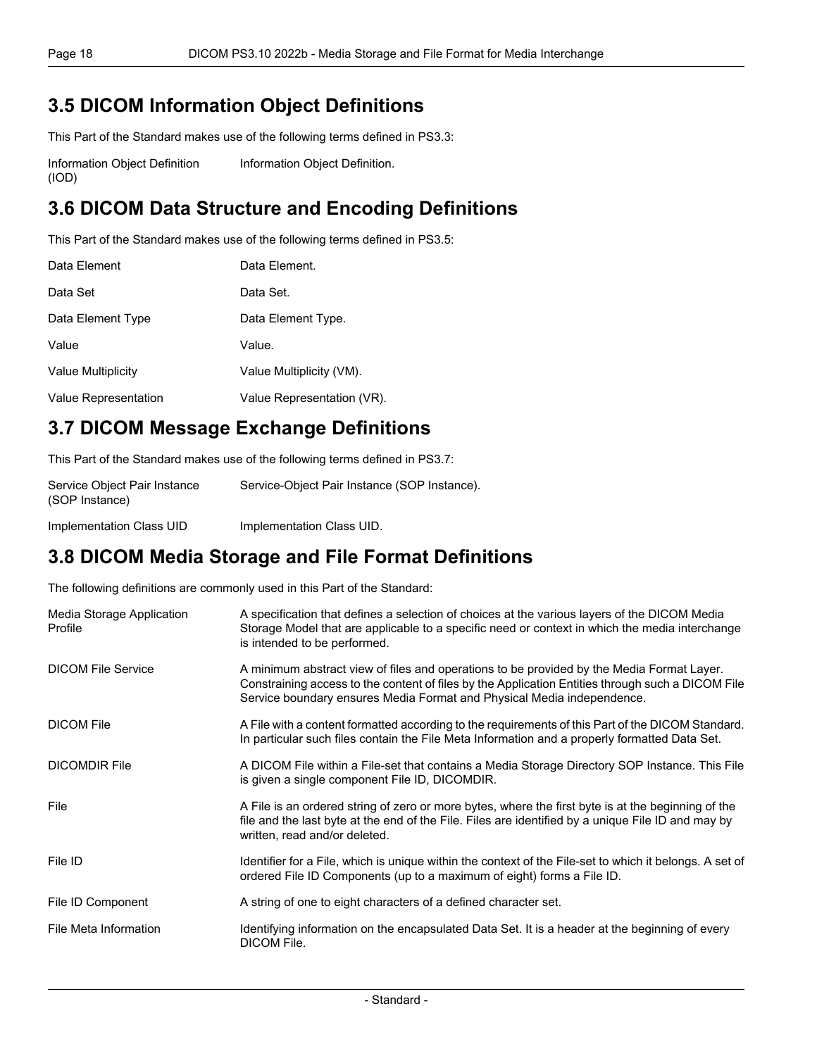## 3.5 DICOM Information Object Definitions

This Part of the Standard makes use of the following terms defined in PS3.3:

| | |
|---|---|
| Information Object Definition (IOD) | Information Object Definition. |

## 3.6 DICOM Data Structure and Encoding Definitions

This Part of the Standard makes use of the following terms defined in PS3.5:

| | |
|---|---|
| Data Element | Data Element. |
| Data Set | Data Set. |
| Data Element Type | Data Element Type. |
| Value | Value. |
| Value Multiplicity | Value Multiplicity (VM). |
| Value Representation | Value Representation (VR). |

## 3.7 DICOM Message Exchange Definitions

This Part of the Standard makes use of the following terms defined in PS3.7:

| | |
|---|---|
| Service Object Pair Instance (SOP Instance) | Service-Object Pair Instance (SOP Instance). |
| Implementation Class UID | Implementation Class UID. |

## 3.8 DICOM Media Storage and File Format Definitions

The following definitions are commonly used in this Part of the Standard:

| | |
|---|---|
| Media Storage Application Profile | A specification that defines a selection of choices at the various layers of the DICOM Media Storage Model that are applicable to a specific need or context in which the media interchange is intended to be performed. |
| DICOM File Service | A minimum abstract view of files and operations to be provided by the Media Format Layer. Constraining access to the content of files by the Application Entities through such a DICOM File Service boundary ensures Media Format and Physical Media independence. |
| DICOM File | A File with a content formatted according to the requirements of this Part of the DICOM Standard. In particular such files contain the File Meta Information and a properly formatted Data Set. |
| DICOMDIR File | A DICOM File within a File-set that contains a Media Storage Directory SOP Instance. This File is given a single component File ID, DICOMDIR. |
| File | A File is an ordered string of zero or more bytes, where the first byte is at the beginning of the file and the last byte at the end of the File. Files are identified by a unique File ID and may by written, read and/or deleted. |
| File ID | Identifier for a File, which is unique within the context of the File-set to which it belongs. A set of ordered File ID Components (up to a maximum of eight) forms a File ID. |
| File ID Component | A string of one to eight characters of a defined character set. |
| File Meta Information | Identifying information on the encapsulated Data Set. It is a header at the beginning of every DICOM File. |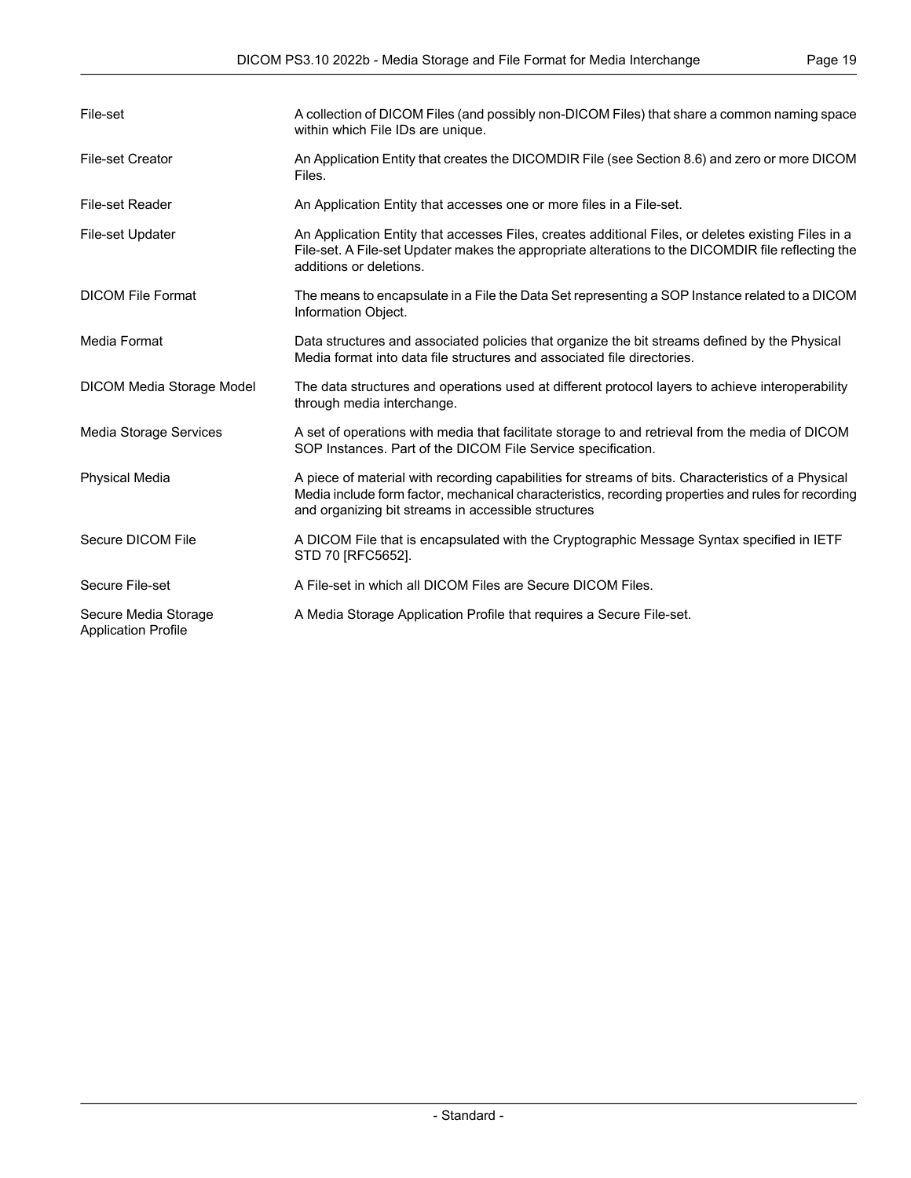File-set
: A collection of DICOM Files (and possibly non-DICOM Files) that share a common naming space within which File IDs are unique.

File-set Creator
: An Application Entity that creates the DICOMDIR File (see Section 8.6) and zero or more DICOM Files.

File-set Reader
: An Application Entity that accesses one or more files in a File-set.

File-set Updater
: An Application Entity that accesses Files, creates additional Files, or deletes existing Files in a File-set. A File-set Updater makes the appropriate alterations to the DICOMDIR file reflecting the additions or deletions.

DICOM File Format
: The means to encapsulate in a File the Data Set representing a SOP Instance related to a DICOM Information Object.

Media Format
: Data structures and associated policies that organize the bit streams defined by the Physical Media format into data file structures and associated file directories.

DICOM Media Storage Model
: The data structures and operations used at different protocol layers to achieve interoperability through media interchange.

Media Storage Services
: A set of operations with media that facilitate storage to and retrieval from the media of DICOM SOP Instances. Part of the DICOM File Service specification.

Physical Media
: A piece of material with recording capabilities for streams of bits. Characteristics of a Physical Media include form factor, mechanical characteristics, recording properties and rules for recording and organizing bit streams in accessible structures

Secure DICOM File
: A DICOM File that is encapsulated with the Cryptographic Message Syntax specified in IETF STD 70 [RFC5652].

Secure File-set
: A File-set in which all DICOM Files are Secure DICOM Files.

Secure Media Storage Application Profile
: A Media Storage Application Profile that requires a Secure File-set.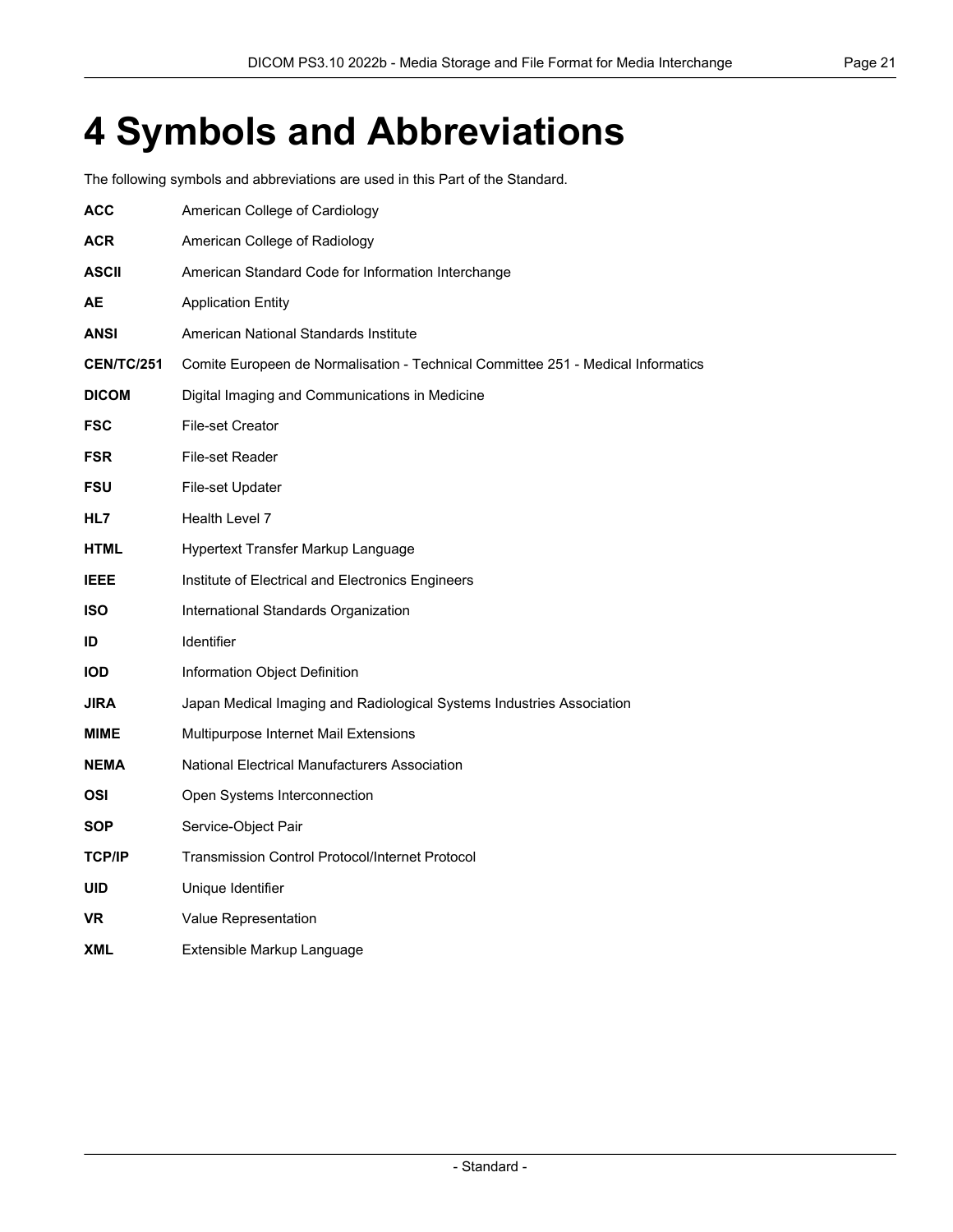# 4 Symbols and Abbreviations

The following symbols and abbreviations are used in this Part of the Standard.

**ACC** American College of Cardiology

**ACR** American College of Radiology

**ASCII** American Standard Code for Information Interchange

**AE** Application Entity

**ANSI** American National Standards Institute

**CEN/TC/251** Comite Europeen de Normalisation - Technical Committee 251 - Medical Informatics

**DICOM** Digital Imaging and Communications in Medicine

**FSC** File-set Creator

**FSR** File-set Reader

**FSU** File-set Updater

**HL7** Health Level 7

**HTML** Hypertext Transfer Markup Language

**IEEE** Institute of Electrical and Electronics Engineers

**ISO** International Standards Organization

**ID** Identifier

**IOD** Information Object Definition

**JIRA** Japan Medical Imaging and Radiological Systems Industries Association

**MIME** Multipurpose Internet Mail Extensions

**NEMA** National Electrical Manufacturers Association

**OSI** Open Systems Interconnection

**SOP** Service-Object Pair

**TCP/IP** Transmission Control Protocol/Internet Protocol

**UID** Unique Identifier

**VR** Value Representation

**XML** Extensible Markup Language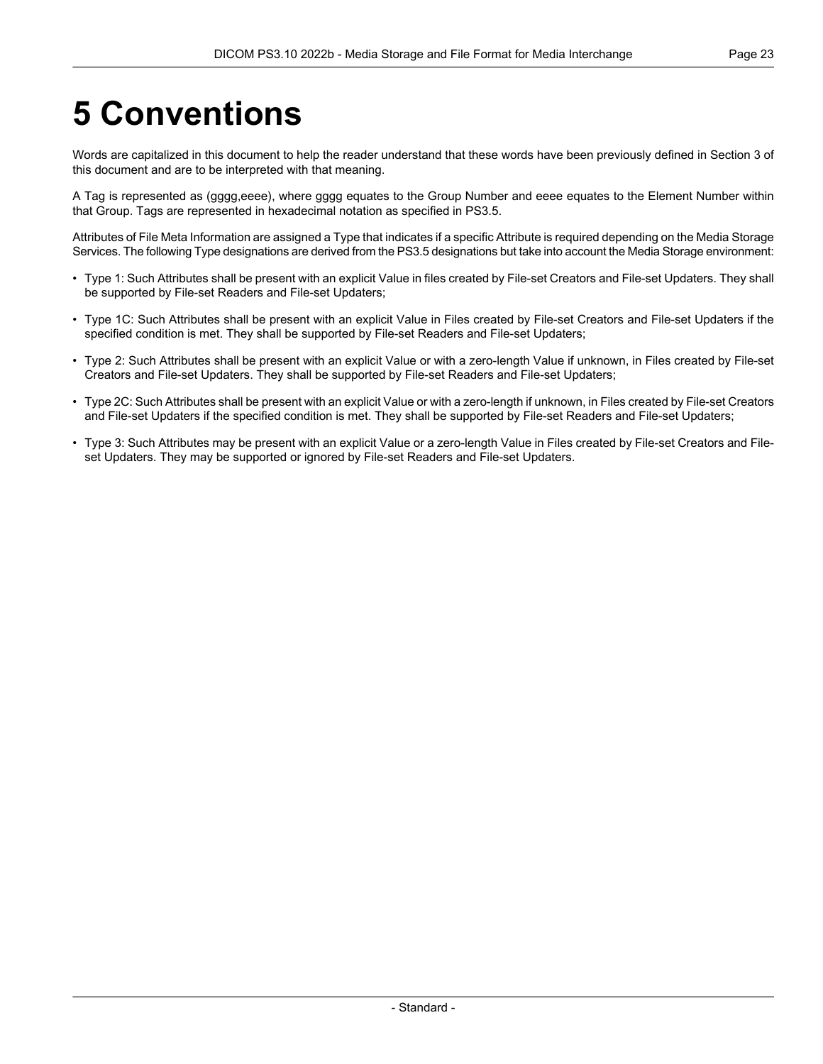# 5 Conventions

Words are capitalized in this document to help the reader understand that these words have been previously defined in Section 3 of this document and are to be interpreted with that meaning.

A Tag is represented as (gggg,eeee), where gggg equates to the Group Number and eeee equates to the Element Number within that Group. Tags are represented in hexadecimal notation as specified in PS3.5.

Attributes of File Meta Information are assigned a Type that indicates if a specific Attribute is required depending on the Media Storage Services. The following Type designations are derived from the PS3.5 designations but take into account the Media Storage environment:

- Type 1: Such Attributes shall be present with an explicit Value in files created by File-set Creators and File-set Updaters. They shall be supported by File-set Readers and File-set Updaters;
- Type 1C: Such Attributes shall be present with an explicit Value in Files created by File-set Creators and File-set Updaters if the specified condition is met. They shall be supported by File-set Readers and File-set Updaters;
- Type 2: Such Attributes shall be present with an explicit Value or with a zero-length Value if unknown, in Files created by File-set Creators and File-set Updaters. They shall be supported by File-set Readers and File-set Updaters;
- Type 2C: Such Attributes shall be present with an explicit Value or with a zero-length if unknown, in Files created by File-set Creators and File-set Updaters if the specified condition is met. They shall be supported by File-set Readers and File-set Updaters;
- Type 3: Such Attributes may be present with an explicit Value or a zero-length Value in Files created by File-set Creators and File-set Updaters. They may be supported or ignored by File-set Readers and File-set Updaters.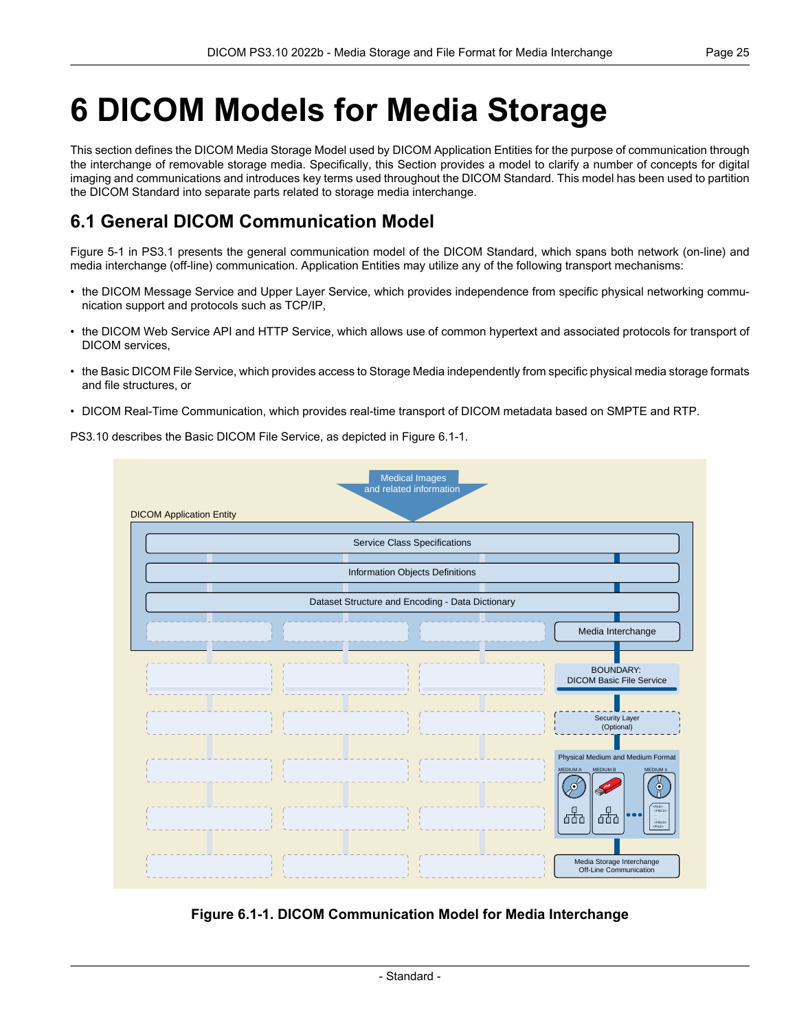# 6 DICOM Models for Media Storage

This section defines the DICOM Media Storage Model used by DICOM Application Entities for the purpose of communication through the interchange of removable storage media. Specifically, this Section provides a model to clarify a number of concepts for digital imaging and communications and introduces key terms used throughout the DICOM Standard. This model has been used to partition the DICOM Standard into separate parts related to storage media interchange.

## 6.1 General DICOM Communication Model

Figure 5-1 in PS3.1 presents the general communication model of the DICOM Standard, which spans both network (on-line) and media interchange (off-line) communication. Application Entities may utilize any of the following transport mechanisms:

- the DICOM Message Service and Upper Layer Service, which provides independence from specific physical networking communication support and protocols such as TCP/IP,
- the DICOM Web Service API and HTTP Service, which allows use of common hypertext and associated protocols for transport of DICOM services,
- the Basic DICOM File Service, which provides access to Storage Media independently from specific physical media storage formats and file structures, or
- DICOM Real-Time Communication, which provides real-time transport of DICOM metadata based on SMPTE and RTP.

PS3.10 describes the Basic DICOM File Service, as depicted in Figure 6.1-1.

**Figure 6.1-1. DICOM Communication Model for Media Interchange**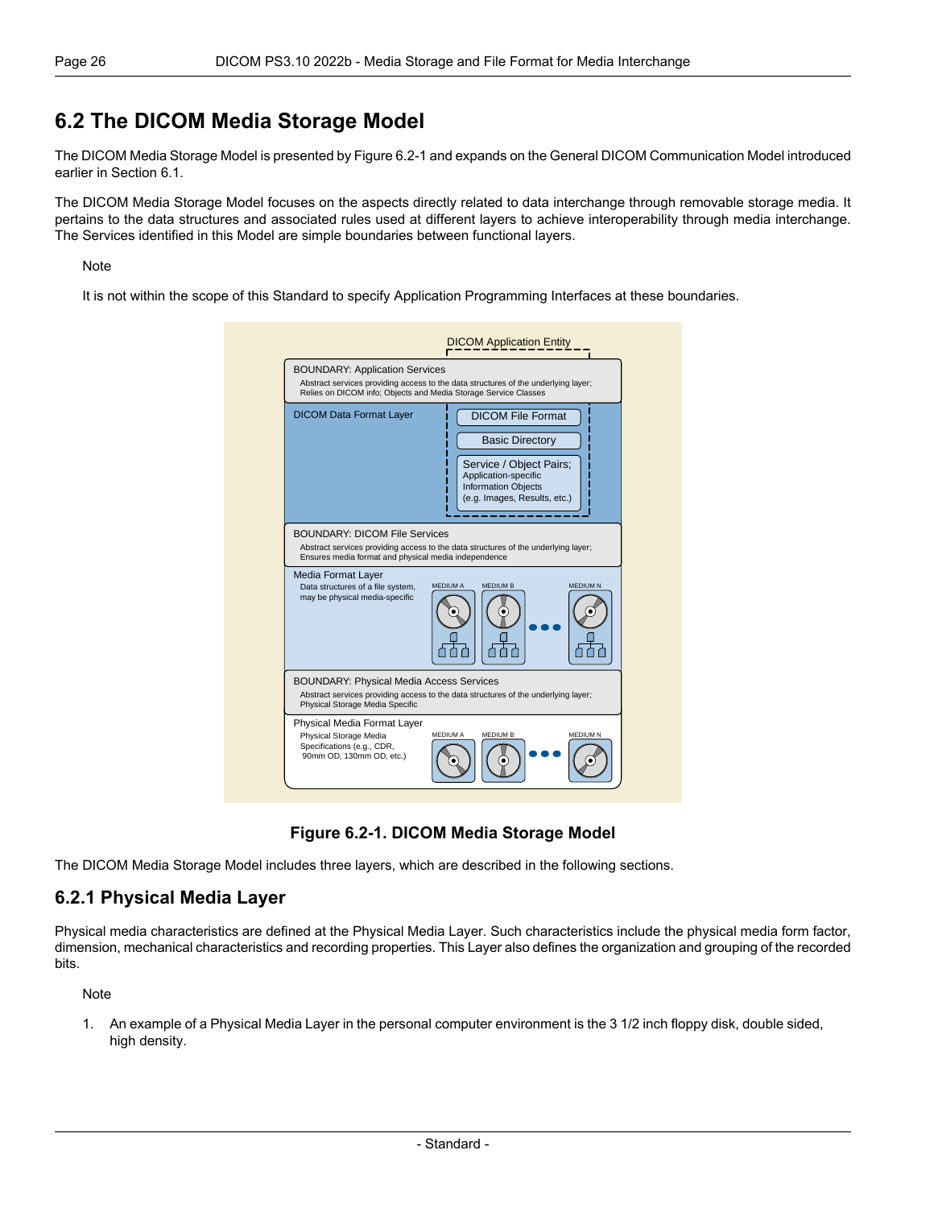## 6.2 The DICOM Media Storage Model

The DICOM Media Storage Model is presented by Figure 6.2-1 and expands on the General DICOM Communication Model introduced earlier in Section 6.1.

The DICOM Media Storage Model focuses on the aspects directly related to data interchange through removable storage media. It pertains to the data structures and associated rules used at different layers to achieve interoperability through media interchange. The Services identified in this Model are simple boundaries between functional layers.

Note

It is not within the scope of this Standard to specify Application Programming Interfaces at these boundaries.

DICOM Application Entity

BOUNDARY: Application Services
Abstract services providing access to the data structures of the underlying layer; Relies on DICOM info; Objects and Media Storage Service Classes

DICOM Data Format Layer
- DICOM File Format
- Basic Directory
- Service / Object Pairs; Application-specific Information Objects (e.g. Images, Results, etc.)

BOUNDARY: DICOM File Services
Abstract services providing access to the data structures of the underlying layer; Ensures media format and physical media independence

Media Format Layer
Data structures of a file system, may be physical media-specific
MEDIUM A, MEDIUM B, ... MEDIUM N

BOUNDARY: Physical Media Access Services
Abstract services providing access to the data structures of the underlying layer; Physical Storage Media Specific

Physical Media Format Layer
Physical Storage Media Specifications (e.g., CDR, 90mm OD, 130mm OD, etc.)
MEDIUM A, MEDIUM B, ... MEDIUM N

**Figure 6.2-1. DICOM Media Storage Model**

The DICOM Media Storage Model includes three layers, which are described in the following sections.

### 6.2.1 Physical Media Layer

Physical media characteristics are defined at the Physical Media Layer. Such characteristics include the physical media form factor, dimension, mechanical characteristics and recording properties. This Layer also defines the organization and grouping of the recorded bits.

Note

1. An example of a Physical Media Layer in the personal computer environment is the 3 1/2 inch floppy disk, double sided, high density.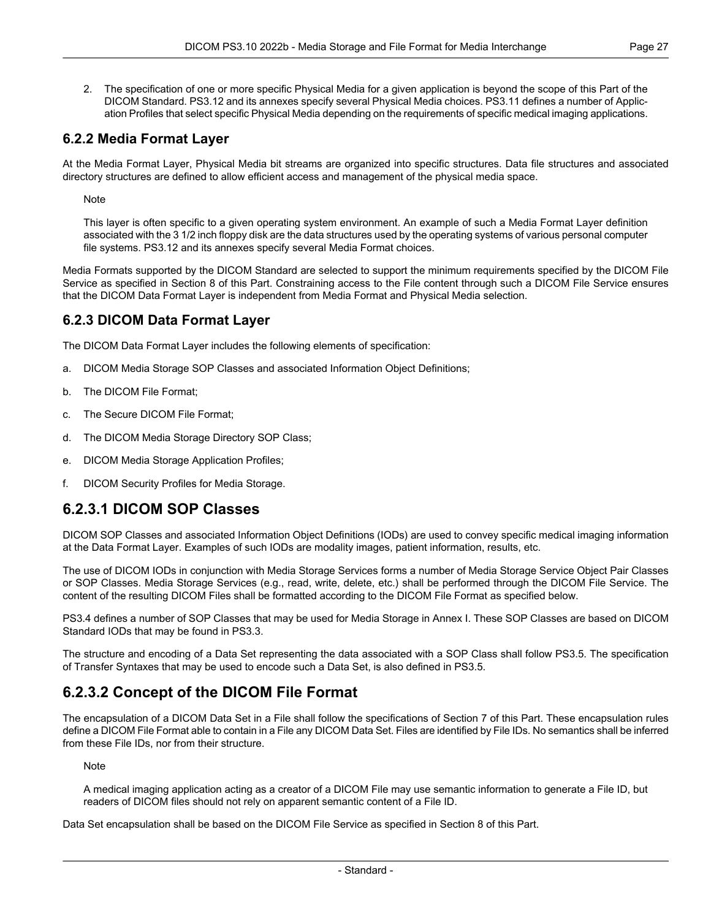2. The specification of one or more specific Physical Media for a given application is beyond the scope of this Part of the DICOM Standard. PS3.12 and its annexes specify several Physical Media choices. PS3.11 defines a number of Application Profiles that select specific Physical Media depending on the requirements of specific medical imaging applications.

### 6.2.2 Media Format Layer

At the Media Format Layer, Physical Media bit streams are organized into specific structures. Data file structures and associated directory structures are defined to allow efficient access and management of the physical media space.

Note

This layer is often specific to a given operating system environment. An example of such a Media Format Layer definition associated with the 3 1/2 inch floppy disk are the data structures used by the operating systems of various personal computer file systems. PS3.12 and its annexes specify several Media Format choices.

Media Formats supported by the DICOM Standard are selected to support the minimum requirements specified by the DICOM File Service as specified in Section 8 of this Part. Constraining access to the File content through such a DICOM File Service ensures that the DICOM Data Format Layer is independent from Media Format and Physical Media selection.

### 6.2.3 DICOM Data Format Layer

The DICOM Data Format Layer includes the following elements of specification:

a. DICOM Media Storage SOP Classes and associated Information Object Definitions;

b. The DICOM File Format;

c. The Secure DICOM File Format;

d. The DICOM Media Storage Directory SOP Class;

e. DICOM Media Storage Application Profiles;

f. DICOM Security Profiles for Media Storage.

## 6.2.3.1 DICOM SOP Classes

DICOM SOP Classes and associated Information Object Definitions (IODs) are used to convey specific medical imaging information at the Data Format Layer. Examples of such IODs are modality images, patient information, results, etc.

The use of DICOM IODs in conjunction with Media Storage Services forms a number of Media Storage Service Object Pair Classes or SOP Classes. Media Storage Services (e.g., read, write, delete, etc.) shall be performed through the DICOM File Service. The content of the resulting DICOM Files shall be formatted according to the DICOM File Format as specified below.

PS3.4 defines a number of SOP Classes that may be used for Media Storage in Annex I. These SOP Classes are based on DICOM Standard IODs that may be found in PS3.3.

The structure and encoding of a Data Set representing the data associated with a SOP Class shall follow PS3.5. The specification of Transfer Syntaxes that may be used to encode such a Data Set, is also defined in PS3.5.

## 6.2.3.2 Concept of the DICOM File Format

The encapsulation of a DICOM Data Set in a File shall follow the specifications of Section 7 of this Part. These encapsulation rules define a DICOM File Format able to contain in a File any DICOM Data Set. Files are identified by File IDs. No semantics shall be inferred from these File IDs, nor from their structure.

Note

A medical imaging application acting as a creator of a DICOM File may use semantic information to generate a File ID, but readers of DICOM files should not rely on apparent semantic content of a File ID.

Data Set encapsulation shall be based on the DICOM File Service as specified in Section 8 of this Part.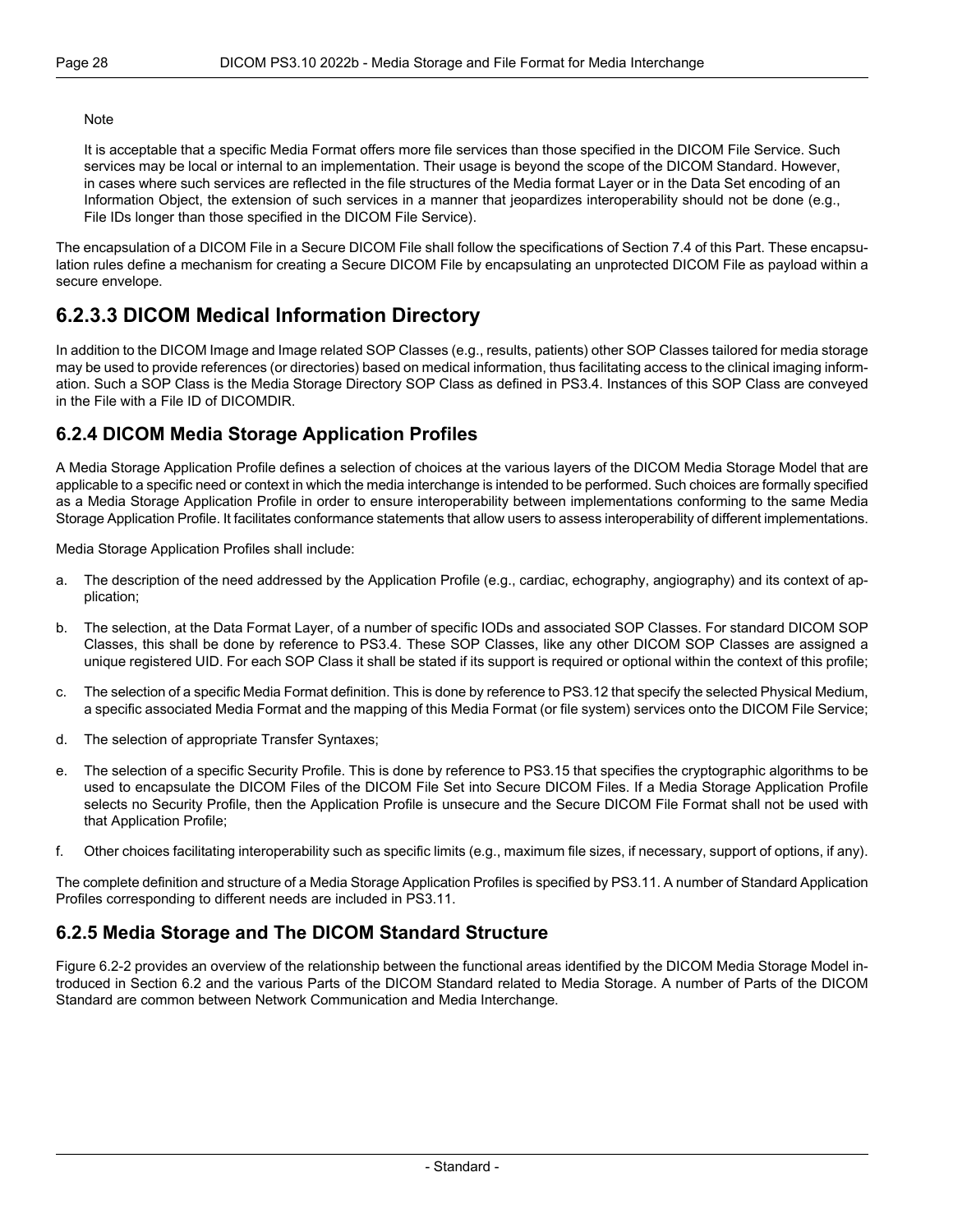Note

It is acceptable that a specific Media Format offers more file services than those specified in the DICOM File Service. Such services may be local or internal to an implementation. Their usage is beyond the scope of the DICOM Standard. However, in cases where such services are reflected in the file structures of the Media format Layer or in the Data Set encoding of an Information Object, the extension of such services in a manner that jeopardizes interoperability should not be done (e.g., File IDs longer than those specified in the DICOM File Service).

The encapsulation of a DICOM File in a Secure DICOM File shall follow the specifications of Section 7.4 of this Part. These encapsulation rules define a mechanism for creating a Secure DICOM File by encapsulating an unprotected DICOM File as payload within a secure envelope.

### 6.2.3.3 DICOM Medical Information Directory

In addition to the DICOM Image and Image related SOP Classes (e.g., results, patients) other SOP Classes tailored for media storage may be used to provide references (or directories) based on medical information, thus facilitating access to the clinical imaging information. Such a SOP Class is the Media Storage Directory SOP Class as defined in PS3.4. Instances of this SOP Class are conveyed in the File with a File ID of DICOMDIR.

## 6.2.4 DICOM Media Storage Application Profiles

A Media Storage Application Profile defines a selection of choices at the various layers of the DICOM Media Storage Model that are applicable to a specific need or context in which the media interchange is intended to be performed. Such choices are formally specified as a Media Storage Application Profile in order to ensure interoperability between implementations conforming to the same Media Storage Application Profile. It facilitates conformance statements that allow users to assess interoperability of different implementations.

Media Storage Application Profiles shall include:

a. The description of the need addressed by the Application Profile (e.g., cardiac, echography, angiography) and its context of application;

b. The selection, at the Data Format Layer, of a number of specific IODs and associated SOP Classes. For standard DICOM SOP Classes, this shall be done by reference to PS3.4. These SOP Classes, like any other DICOM SOP Classes are assigned a unique registered UID. For each SOP Class it shall be stated if its support is required or optional within the context of this profile;

c. The selection of a specific Media Format definition. This is done by reference to PS3.12 that specify the selected Physical Medium, a specific associated Media Format and the mapping of this Media Format (or file system) services onto the DICOM File Service;

d. The selection of appropriate Transfer Syntaxes;

e. The selection of a specific Security Profile. This is done by reference to PS3.15 that specifies the cryptographic algorithms to be used to encapsulate the DICOM Files of the DICOM File Set into Secure DICOM Files. If a Media Storage Application Profile selects no Security Profile, then the Application Profile is unsecure and the Secure DICOM File Format shall not be used with that Application Profile;

f. Other choices facilitating interoperability such as specific limits (e.g., maximum file sizes, if necessary, support of options, if any).

The complete definition and structure of a Media Storage Application Profiles is specified by PS3.11. A number of Standard Application Profiles corresponding to different needs are included in PS3.11.

## 6.2.5 Media Storage and The DICOM Standard Structure

Figure 6.2-2 provides an overview of the relationship between the functional areas identified by the DICOM Media Storage Model introduced in Section 6.2 and the various Parts of the DICOM Standard related to Media Storage. A number of Parts of the DICOM Standard are common between Network Communication and Media Interchange.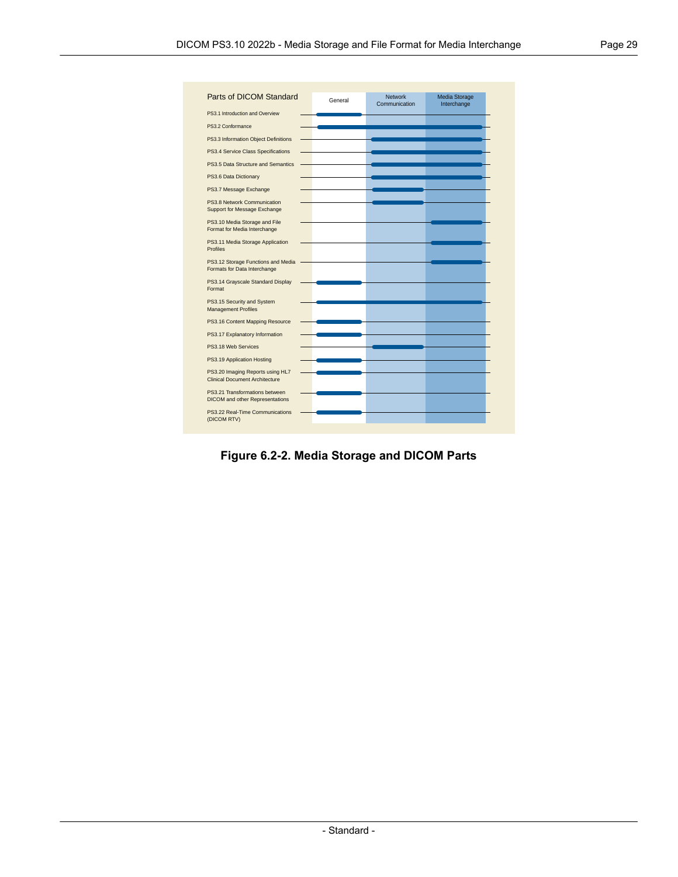| Parts of DICOM Standard | General | Network Communication | Media Storage Interchange |
|---|---|---|---|
| PS3.1 Introduction and Overview | X | | |
| PS3.2 Conformance | X | X | X |
| PS3.3 Information Object Definitions | | X | X |
| PS3.4 Service Class Specifications | | X | X |
| PS3.5 Data Structure and Semantics | | X | X |
| PS3.6 Data Dictionary | | X | X |
| PS3.7 Message Exchange | | X | |
| PS3.8 Network Communication Support for Message Exchange | | X | |
| PS3.10 Media Storage and File Format for Media Interchange | | | X |
| PS3.11 Media Storage Application Profiles | | | X |
| PS3.12 Storage Functions and Media Formats for Data Interchange | | | X |
| PS3.14 Grayscale Standard Display Format | X | | |
| PS3.15 Security and System Management Profiles | X | X | X |
| PS3.16 Content Mapping Resource | X | | |
| PS3.17 Explanatory Information | X | | |
| PS3.18 Web Services | | X | |
| PS3.19 Application Hosting | X | | |
| PS3.20 Imaging Reports using HL7 Clinical Document Architecture | X | | |
| PS3.21 Transformations between DICOM and other Representations | X | | |
| PS3.22 Real-Time Communications (DICOM RTV) | X | | |

**Figure 6.2-2. Media Storage and DICOM Parts**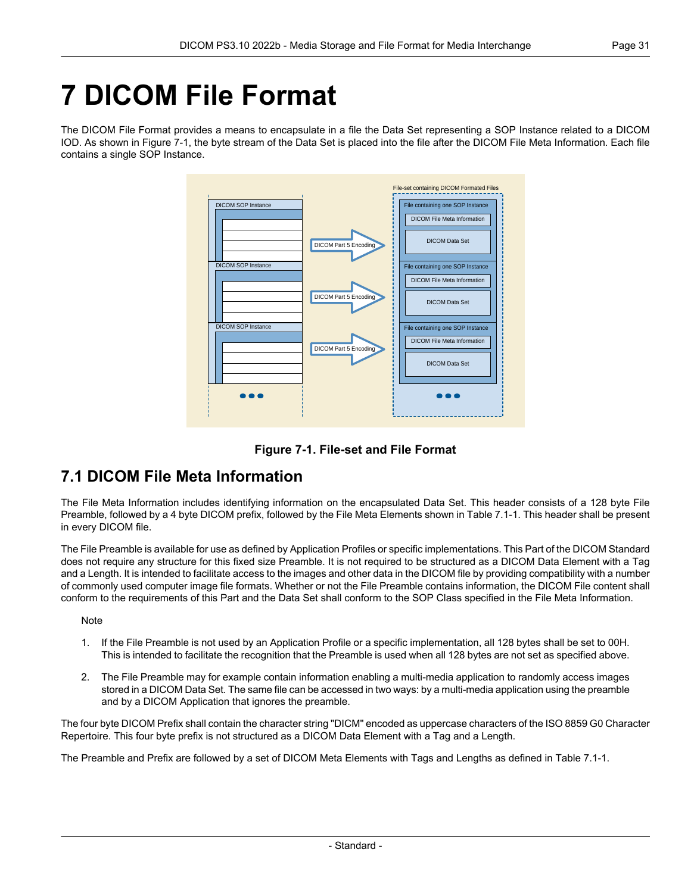# 7 DICOM File Format

The DICOM File Format provides a means to encapsulate in a file the Data Set representing a SOP Instance related to a DICOM IOD. As shown in Figure 7-1, the byte stream of the Data Set is placed into the file after the DICOM File Meta Information. Each file contains a single SOP Instance.

**Figure 7-1. File-set and File Format**

## 7.1 DICOM File Meta Information

The File Meta Information includes identifying information on the encapsulated Data Set. This header consists of a 128 byte File Preamble, followed by a 4 byte DICOM prefix, followed by the File Meta Elements shown in Table 7.1-1. This header shall be present in every DICOM file.

The File Preamble is available for use as defined by Application Profiles or specific implementations. This Part of the DICOM Standard does not require any structure for this fixed size Preamble. It is not required to be structured as a DICOM Data Element with a Tag and a Length. It is intended to facilitate access to the images and other data in the DICOM file by providing compatibility with a number of commonly used computer image file formats. Whether or not the File Preamble contains information, the DICOM File content shall conform to the requirements of this Part and the Data Set shall conform to the SOP Class specified in the File Meta Information.

Note

1. If the File Preamble is not used by an Application Profile or a specific implementation, all 128 bytes shall be set to 00H. This is intended to facilitate the recognition that the Preamble is used when all 128 bytes are not set as specified above.

2. The File Preamble may for example contain information enabling a multi-media application to randomly access images stored in a DICOM Data Set. The same file can be accessed in two ways: by a multi-media application using the preamble and by a DICOM Application that ignores the preamble.

The four byte DICOM Prefix shall contain the character string "DICM" encoded as uppercase characters of the ISO 8859 G0 Character Repertoire. This four byte prefix is not structured as a DICOM Data Element with a Tag and a Length.

The Preamble and Prefix are followed by a set of DICOM Meta Elements with Tags and Lengths as defined in Table 7.1-1.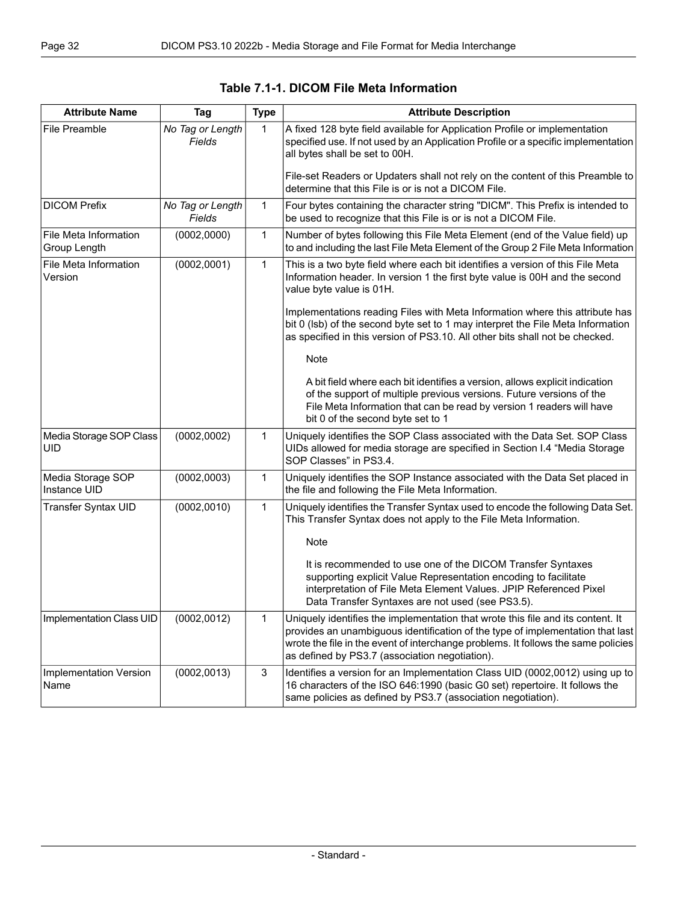**Table 7.1-1. DICOM File Meta Information**

| Attribute Name | Tag | Type | Attribute Description |
|---|---|---|---|
| File Preamble | *No Tag or Length Fields* | 1 | A fixed 128 byte field available for Application Profile or implementation specified use. If not used by an Application Profile or a specific implementation all bytes shall be set to 00H.<br><br>File-set Readers or Updaters shall not rely on the content of this Preamble to determine that this File is or is not a DICOM File. |
| DICOM Prefix | *No Tag or Length Fields* | 1 | Four bytes containing the character string "DICM". This Prefix is intended to be used to recognize that this File is or is not a DICOM File. |
| File Meta Information Group Length | (0002,0000) | 1 | Number of bytes following this File Meta Element (end of the Value field) up to and including the last File Meta Element of the Group 2 File Meta Information |
| File Meta Information Version | (0002,0001) | 1 | This is a two byte field where each bit identifies a version of this File Meta Information header. In version 1 the first byte value is 00H and the second value byte value is 01H.<br><br>Implementations reading Files with Meta Information where this attribute has bit 0 (lsb) of the second byte set to 1 may interpret the File Meta Information as specified in this version of PS3.10. All other bits shall not be checked.<br><br>Note<br><br>A bit field where each bit identifies a version, allows explicit indication of the support of multiple previous versions. Future versions of the File Meta Information that can be read by version 1 readers will have bit 0 of the second byte set to 1 |
| Media Storage SOP Class UID | (0002,0002) | 1 | Uniquely identifies the SOP Class associated with the Data Set. SOP Class UIDs allowed for media storage are specified in Section I.4 "Media Storage SOP Classes" in PS3.4. |
| Media Storage SOP Instance UID | (0002,0003) | 1 | Uniquely identifies the SOP Instance associated with the Data Set placed in the file and following the File Meta Information. |
| Transfer Syntax UID | (0002,0010) | 1 | Uniquely identifies the Transfer Syntax used to encode the following Data Set. This Transfer Syntax does not apply to the File Meta Information.<br><br>Note<br><br>It is recommended to use one of the DICOM Transfer Syntaxes supporting explicit Value Representation encoding to facilitate interpretation of File Meta Element Values. JPIP Referenced Pixel Data Transfer Syntaxes are not used (see PS3.5). |
| Implementation Class UID | (0002,0012) | 1 | Uniquely identifies the implementation that wrote this file and its content. It provides an unambiguous identification of the type of implementation that last wrote the file in the event of interchange problems. It follows the same policies as defined by PS3.7 (association negotiation). |
| Implementation Version Name | (0002,0013) | 3 | Identifies a version for an Implementation Class UID (0002,0012) using up to 16 characters of the ISO 646:1990 (basic G0 set) repertoire. It follows the same policies as defined by PS3.7 (association negotiation). |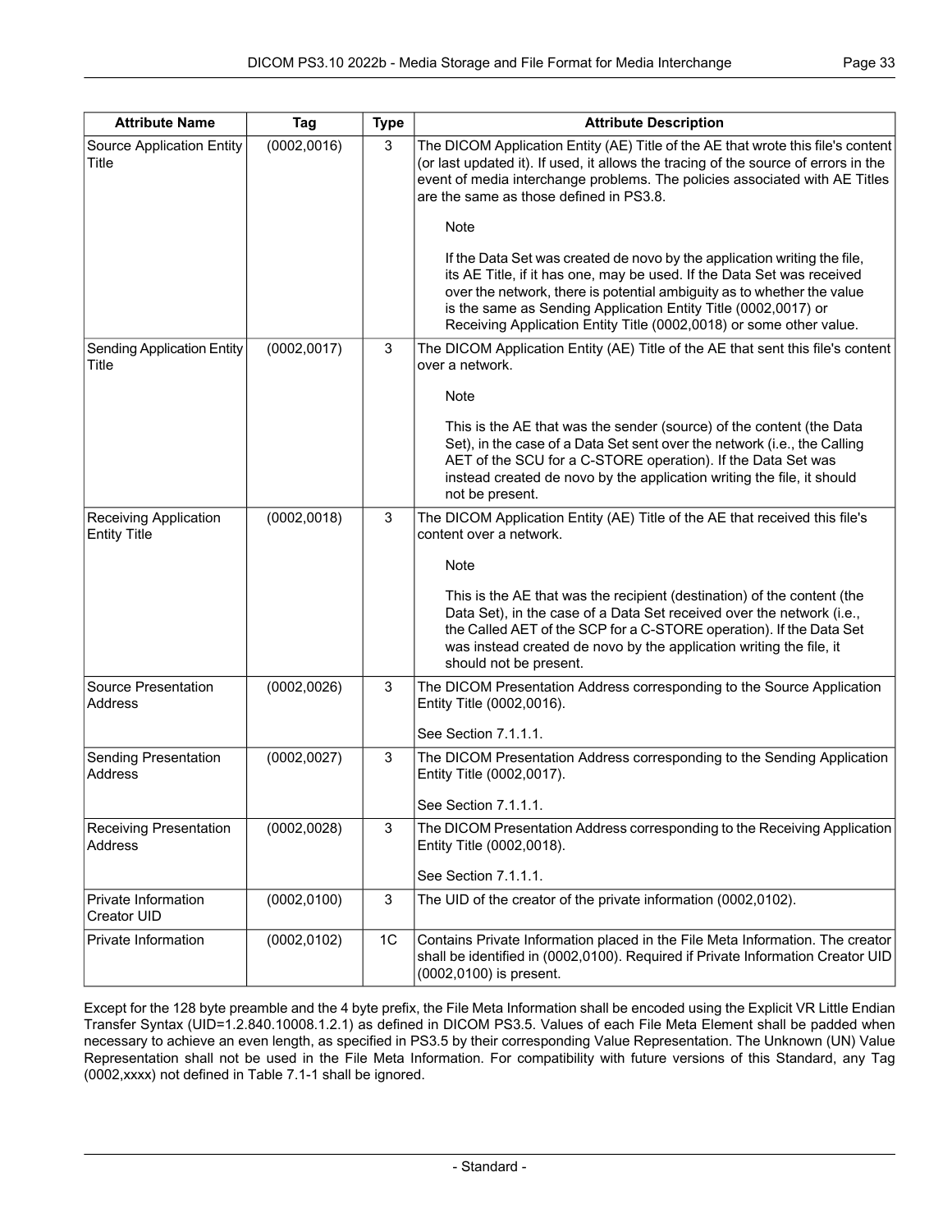| Attribute Name | Tag | Type | Attribute Description |
|---|---|---|---|
| Source Application Entity Title | (0002,0016) | 3 | The DICOM Application Entity (AE) Title of the AE that wrote this file's content (or last updated it). If used, it allows the tracing of the source of errors in the event of media interchange problems. The policies associated with AE Titles are the same as those defined in PS3.8.<br><br>Note<br><br>If the Data Set was created de novo by the application writing the file, its AE Title, if it has one, may be used. If the Data Set was received over the network, there is potential ambiguity as to whether the value is the same as Sending Application Entity Title (0002,0017) or Receiving Application Entity Title (0002,0018) or some other value. |
| Sending Application Entity Title | (0002,0017) | 3 | The DICOM Application Entity (AE) Title of the AE that sent this file's content over a network.<br><br>Note<br><br>This is the AE that was the sender (source) of the content (the Data Set), in the case of a Data Set sent over the network (i.e., the Calling AET of the SCU for a C-STORE operation). If the Data Set was instead created de novo by the application writing the file, it should not be present. |
| Receiving Application Entity Title | (0002,0018) | 3 | The DICOM Application Entity (AE) Title of the AE that received this file's content over a network.<br><br>Note<br><br>This is the AE that was the recipient (destination) of the content (the Data Set), in the case of a Data Set received over the network (i.e., the Called AET of the SCP for a C-STORE operation). If the Data Set was instead created de novo by the application writing the file, it should not be present. |
| Source Presentation Address | (0002,0026) | 3 | The DICOM Presentation Address corresponding to the Source Application Entity Title (0002,0016).<br><br>See Section 7.1.1.1. |
| Sending Presentation Address | (0002,0027) | 3 | The DICOM Presentation Address corresponding to the Sending Application Entity Title (0002,0017).<br><br>See Section 7.1.1.1. |
| Receiving Presentation Address | (0002,0028) | 3 | The DICOM Presentation Address corresponding to the Receiving Application Entity Title (0002,0018).<br><br>See Section 7.1.1.1. |
| Private Information Creator UID | (0002,0100) | 3 | The UID of the creator of the private information (0002,0102). |
| Private Information | (0002,0102) | 1C | Contains Private Information placed in the File Meta Information. The creator shall be identified in (0002,0100). Required if Private Information Creator UID (0002,0100) is present. |

Except for the 128 byte preamble and the 4 byte prefix, the File Meta Information shall be encoded using the Explicit VR Little Endian Transfer Syntax (UID=1.2.840.10008.1.2.1) as defined in DICOM PS3.5. Values of each File Meta Element shall be padded when necessary to achieve an even length, as specified in PS3.5 by their corresponding Value Representation. The Unknown (UN) Value Representation shall not be used in the File Meta Information. For compatibility with future versions of this Standard, any Tag (0002,xxxx) not defined in Table 7.1-1 shall be ignored.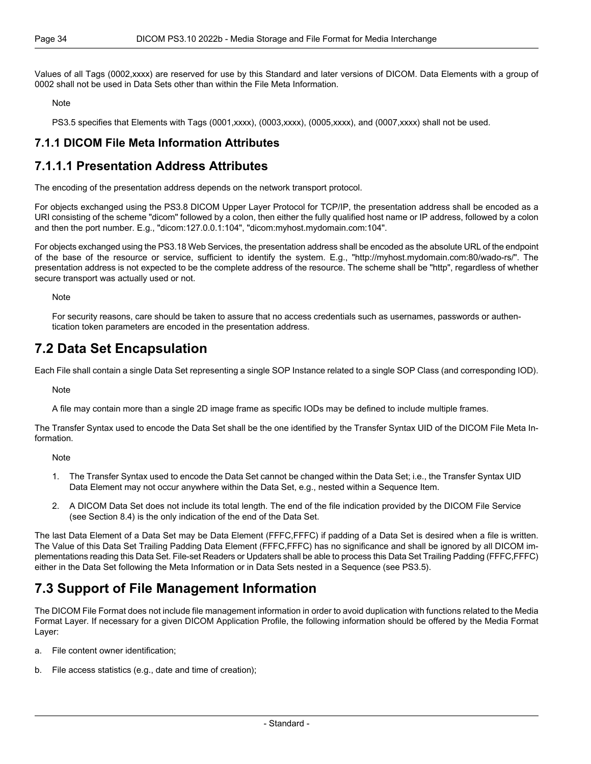Values of all Tags (0002,xxxx) are reserved for use by this Standard and later versions of DICOM. Data Elements with a group of 0002 shall not be used in Data Sets other than within the File Meta Information.

Note

PS3.5 specifies that Elements with Tags (0001,xxxx), (0003,xxxx), (0005,xxxx), and (0007,xxxx) shall not be used.

### 7.1.1 DICOM File Meta Information Attributes

### 7.1.1.1 Presentation Address Attributes

The encoding of the presentation address depends on the network transport protocol.

For objects exchanged using the PS3.8 DICOM Upper Layer Protocol for TCP/IP, the presentation address shall be encoded as a URI consisting of the scheme "dicom" followed by a colon, then either the fully qualified host name or IP address, followed by a colon and then the port number. E.g., "dicom:127.0.0.1:104", "dicom:myhost.mydomain.com:104".

For objects exchanged using the PS3.18 Web Services, the presentation address shall be encoded as the absolute URL of the endpoint of the base of the resource or service, sufficient to identify the system. E.g., "http://myhost.mydomain.com:80/wado-rs/". The presentation address is not expected to be the complete address of the resource. The scheme shall be "http", regardless of whether secure transport was actually used or not.

Note

For security reasons, care should be taken to assure that no access credentials such as usernames, passwords or authentication token parameters are encoded in the presentation address.

## 7.2 Data Set Encapsulation

Each File shall contain a single Data Set representing a single SOP Instance related to a single SOP Class (and corresponding IOD).

Note

A file may contain more than a single 2D image frame as specific IODs may be defined to include multiple frames.

The Transfer Syntax used to encode the Data Set shall be the one identified by the Transfer Syntax UID of the DICOM File Meta Information.

Note

1. The Transfer Syntax used to encode the Data Set cannot be changed within the Data Set; i.e., the Transfer Syntax UID Data Element may not occur anywhere within the Data Set, e.g., nested within a Sequence Item.
2. A DICOM Data Set does not include its total length. The end of the file indication provided by the DICOM File Service (see Section 8.4) is the only indication of the end of the Data Set.

The last Data Element of a Data Set may be Data Element (FFFC,FFFC) if padding of a Data Set is desired when a file is written. The Value of this Data Set Trailing Padding Data Element (FFFC,FFFC) has no significance and shall be ignored by all DICOM implementations reading this Data Set. File-set Readers or Updaters shall be able to process this Data Set Trailing Padding (FFFC,FFFC) either in the Data Set following the Meta Information or in Data Sets nested in a Sequence (see PS3.5).

## 7.3 Support of File Management Information

The DICOM File Format does not include file management information in order to avoid duplication with functions related to the Media Format Layer. If necessary for a given DICOM Application Profile, the following information should be offered by the Media Format Layer:

a. File content owner identification;

b. File access statistics (e.g., date and time of creation);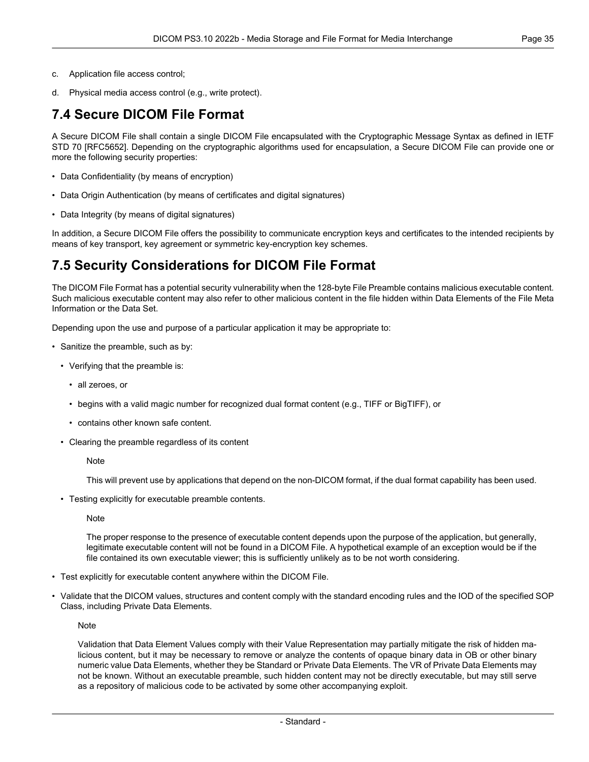c. Application file access control;

d. Physical media access control (e.g., write protect).

## 7.4 Secure DICOM File Format

A Secure DICOM File shall contain a single DICOM File encapsulated with the Cryptographic Message Syntax as defined in IETF STD 70 [RFC5652]. Depending on the cryptographic algorithms used for encapsulation, a Secure DICOM File can provide one or more the following security properties:

- Data Confidentiality (by means of encryption)
- Data Origin Authentication (by means of certificates and digital signatures)
- Data Integrity (by means of digital signatures)

In addition, a Secure DICOM File offers the possibility to communicate encryption keys and certificates to the intended recipients by means of key transport, key agreement or symmetric key-encryption key schemes.

## 7.5 Security Considerations for DICOM File Format

The DICOM File Format has a potential security vulnerability when the 128-byte File Preamble contains malicious executable content. Such malicious executable content may also refer to other malicious content in the file hidden within Data Elements of the File Meta Information or the Data Set.

Depending upon the use and purpose of a particular application it may be appropriate to:

- Sanitize the preamble, such as by:
  - Verifying that the preamble is:
    - all zeroes, or
    - begins with a valid magic number for recognized dual format content (e.g., TIFF or BigTIFF), or
    - contains other known safe content.
  - Clearing the preamble regardless of its content

    Note

    This will prevent use by applications that depend on the non-DICOM format, if the dual format capability has been used.

  - Testing explicitly for executable preamble contents.

    Note

    The proper response to the presence of executable content depends upon the purpose of the application, but generally, legitimate executable content will not be found in a DICOM File. A hypothetical example of an exception would be if the file contained its own executable viewer; this is sufficiently unlikely as to be not worth considering.

- Test explicitly for executable content anywhere within the DICOM File.
- Validate that the DICOM values, structures and content comply with the standard encoding rules and the IOD of the specified SOP Class, including Private Data Elements.

  Note

  Validation that Data Element Values comply with their Value Representation may partially mitigate the risk of hidden malicious content, but it may be necessary to remove or analyze the contents of opaque binary data in OB or other binary numeric value Data Elements, whether they be Standard or Private Data Elements. The VR of Private Data Elements may not be known. Without an executable preamble, such hidden content may not be directly executable, but may still serve as a repository of malicious code to be activated by some other accompanying exploit.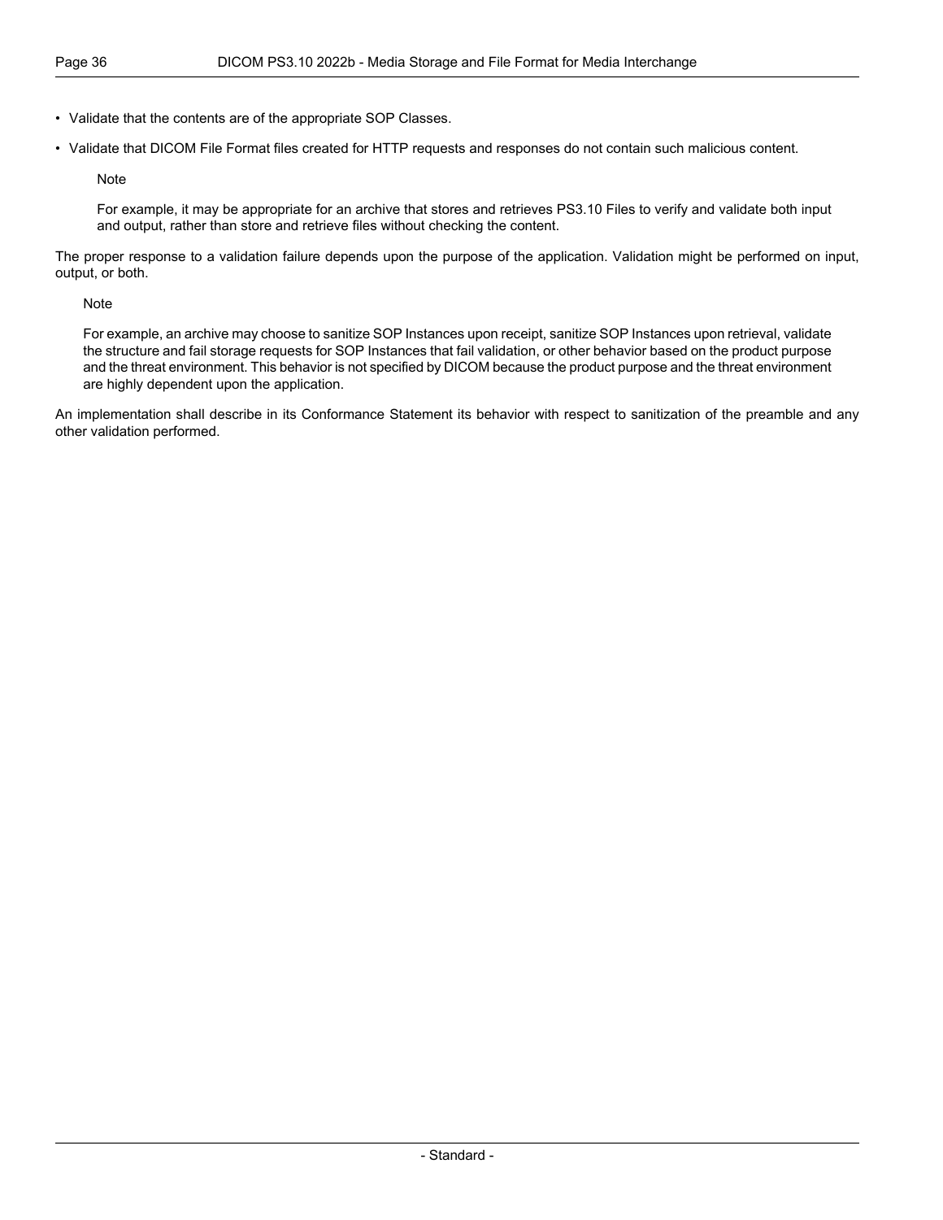- Validate that the contents are of the appropriate SOP Classes.
- Validate that DICOM File Format files created for HTTP requests and responses do not contain such malicious content.

  Note

  For example, it may be appropriate for an archive that stores and retrieves PS3.10 Files to verify and validate both input and output, rather than store and retrieve files without checking the content.

The proper response to a validation failure depends upon the purpose of the application. Validation might be performed on input, output, or both.

> Note
>
> For example, an archive may choose to sanitize SOP Instances upon receipt, sanitize SOP Instances upon retrieval, validate the structure and fail storage requests for SOP Instances that fail validation, or other behavior based on the product purpose and the threat environment. This behavior is not specified by DICOM because the product purpose and the threat environment are highly dependent upon the application.

An implementation shall describe in its Conformance Statement its behavior with respect to sanitization of the preamble and any other validation performed.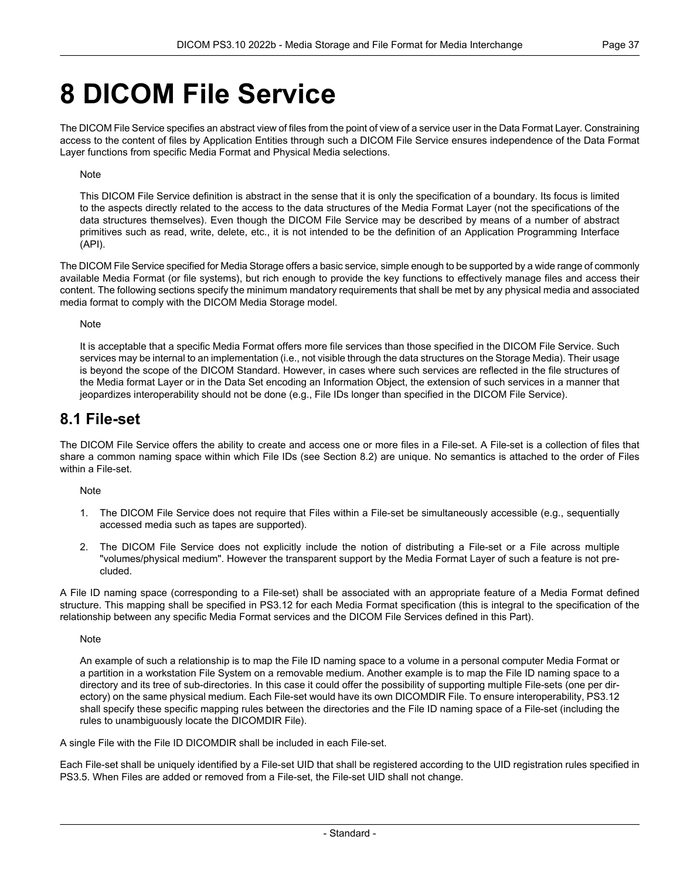# 8 DICOM File Service

The DICOM File Service specifies an abstract view of files from the point of view of a service user in the Data Format Layer. Constraining access to the content of files by Application Entities through such a DICOM File Service ensures independence of the Data Format Layer functions from specific Media Format and Physical Media selections.

Note

This DICOM File Service definition is abstract in the sense that it is only the specification of a boundary. Its focus is limited to the aspects directly related to the access to the data structures of the Media Format Layer (not the specifications of the data structures themselves). Even though the DICOM File Service may be described by means of a number of abstract primitives such as read, write, delete, etc., it is not intended to be the definition of an Application Programming Interface (API).

The DICOM File Service specified for Media Storage offers a basic service, simple enough to be supported by a wide range of commonly available Media Format (or file systems), but rich enough to provide the key functions to effectively manage files and access their content. The following sections specify the minimum mandatory requirements that shall be met by any physical media and associated media format to comply with the DICOM Media Storage model.

Note

It is acceptable that a specific Media Format offers more file services than those specified in the DICOM File Service. Such services may be internal to an implementation (i.e., not visible through the data structures on the Storage Media). Their usage is beyond the scope of the DICOM Standard. However, in cases where such services are reflected in the file structures of the Media format Layer or in the Data Set encoding an Information Object, the extension of such services in a manner that jeopardizes interoperability should not be done (e.g., File IDs longer than specified in the DICOM File Service).

## 8.1 File-set

The DICOM File Service offers the ability to create and access one or more files in a File-set. A File-set is a collection of files that share a common naming space within which File IDs (see Section 8.2) are unique. No semantics is attached to the order of Files within a File-set.

Note

1. The DICOM File Service does not require that Files within a File-set be simultaneously accessible (e.g., sequentially accessed media such as tapes are supported).
2. The DICOM File Service does not explicitly include the notion of distributing a File-set or a File across multiple "volumes/physical medium". However the transparent support by the Media Format Layer of such a feature is not precluded.

A File ID naming space (corresponding to a File-set) shall be associated with an appropriate feature of a Media Format defined structure. This mapping shall be specified in PS3.12 for each Media Format specification (this is integral to the specification of the relationship between any specific Media Format services and the DICOM File Services defined in this Part).

Note

An example of such a relationship is to map the File ID naming space to a volume in a personal computer Media Format or a partition in a workstation File System on a removable medium. Another example is to map the File ID naming space to a directory and its tree of sub-directories. In this case it could offer the possibility of supporting multiple File-sets (one per directory) on the same physical medium. Each File-set would have its own DICOMDIR File. To ensure interoperability, PS3.12 shall specify these specific mapping rules between the directories and the File ID naming space of a File-set (including the rules to unambiguously locate the DICOMDIR File).

A single File with the File ID DICOMDIR shall be included in each File-set.

Each File-set shall be uniquely identified by a File-set UID that shall be registered according to the UID registration rules specified in PS3.5. When Files are added or removed from a File-set, the File-set UID shall not change.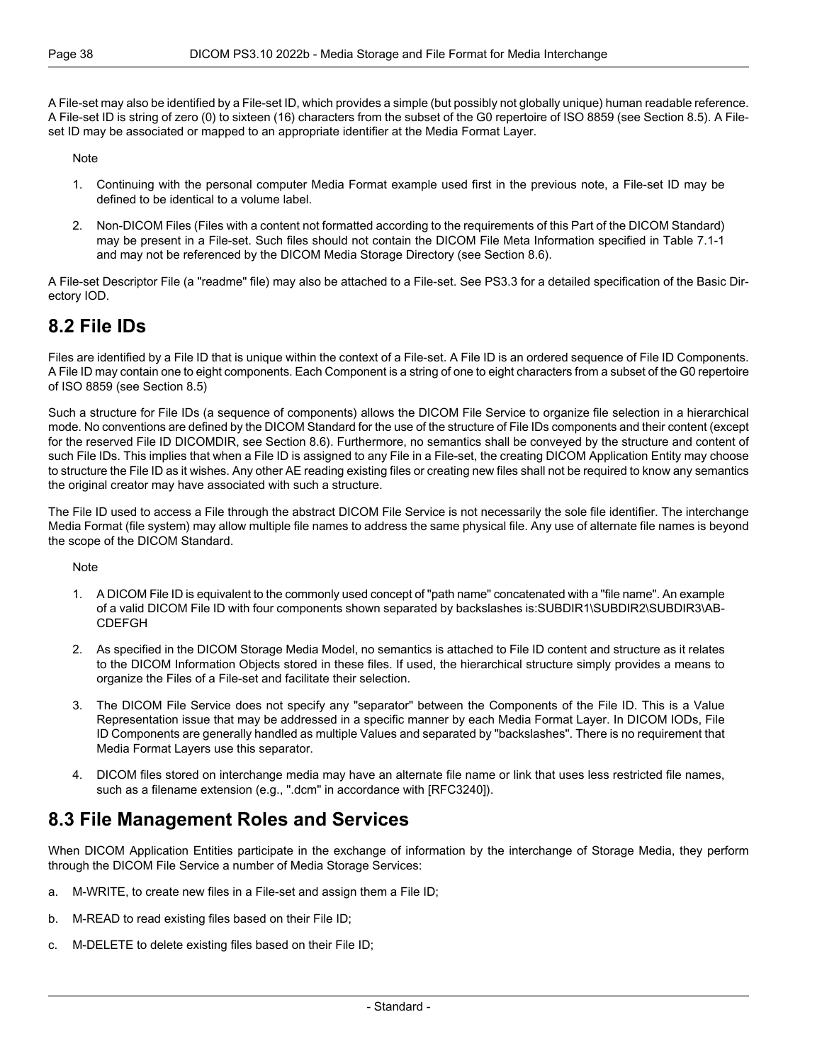A File-set may also be identified by a File-set ID, which provides a simple (but possibly not globally unique) human readable reference. A File-set ID is string of zero (0) to sixteen (16) characters from the subset of the G0 repertoire of ISO 8859 (see Section 8.5). A File-set ID may be associated or mapped to an appropriate identifier at the Media Format Layer.

Note

1. Continuing with the personal computer Media Format example used first in the previous note, a File-set ID may be defined to be identical to a volume label.
2. Non-DICOM Files (Files with a content not formatted according to the requirements of this Part of the DICOM Standard) may be present in a File-set. Such files should not contain the DICOM File Meta Information specified in Table 7.1-1 and may not be referenced by the DICOM Media Storage Directory (see Section 8.6).

A File-set Descriptor File (a "readme" file) may also be attached to a File-set. See PS3.3 for a detailed specification of the Basic Directory IOD.

## 8.2 File IDs

Files are identified by a File ID that is unique within the context of a File-set. A File ID is an ordered sequence of File ID Components. A File ID may contain one to eight components. Each Component is a string of one to eight characters from a subset of the G0 repertoire of ISO 8859 (see Section 8.5)

Such a structure for File IDs (a sequence of components) allows the DICOM File Service to organize file selection in a hierarchical mode. No conventions are defined by the DICOM Standard for the use of the structure of File IDs components and their content (except for the reserved File ID DICOMDIR, see Section 8.6). Furthermore, no semantics shall be conveyed by the structure and content of such File IDs. This implies that when a File ID is assigned to any File in a File-set, the creating DICOM Application Entity may choose to structure the File ID as it wishes. Any other AE reading existing files or creating new files shall not be required to know any semantics the original creator may have associated with such a structure.

The File ID used to access a File through the abstract DICOM File Service is not necessarily the sole file identifier. The interchange Media Format (file system) may allow multiple file names to address the same physical file. Any use of alternate file names is beyond the scope of the DICOM Standard.

Note

1. A DICOM File ID is equivalent to the commonly used concept of "path name" concatenated with a "file name". An example of a valid DICOM File ID with four components shown separated by backslashes is:SUBDIR1\SUBDIR2\SUBDIR3\ABCDEFGH
2. As specified in the DICOM Storage Media Model, no semantics is attached to File ID content and structure as it relates to the DICOM Information Objects stored in these files. If used, the hierarchical structure simply provides a means to organize the Files of a File-set and facilitate their selection.
3. The DICOM File Service does not specify any "separator" between the Components of the File ID. This is a Value Representation issue that may be addressed in a specific manner by each Media Format Layer. In DICOM IODs, File ID Components are generally handled as multiple Values and separated by "backslashes". There is no requirement that Media Format Layers use this separator.
4. DICOM files stored on interchange media may have an alternate file name or link that uses less restricted file names, such as a filename extension (e.g., ".dcm" in accordance with [RFC3240]).

## 8.3 File Management Roles and Services

When DICOM Application Entities participate in the exchange of information by the interchange of Storage Media, they perform through the DICOM File Service a number of Media Storage Services:

a. M-WRITE, to create new files in a File-set and assign them a File ID;

b. M-READ to read existing files based on their File ID;

c. M-DELETE to delete existing files based on their File ID;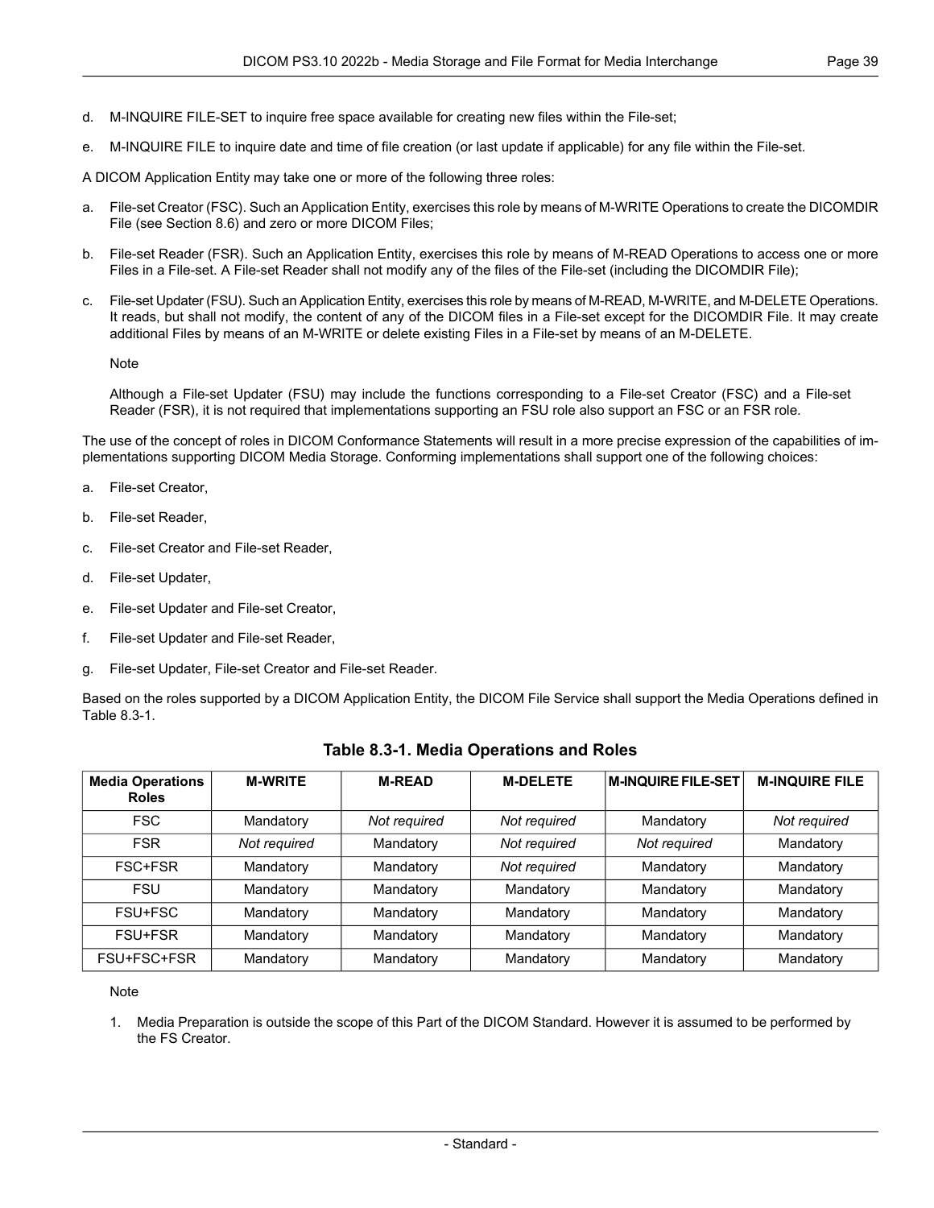d. M-INQUIRE FILE-SET to inquire free space available for creating new files within the File-set;

e. M-INQUIRE FILE to inquire date and time of file creation (or last update if applicable) for any file within the File-set.

A DICOM Application Entity may take one or more of the following three roles:

a. File-set Creator (FSC). Such an Application Entity, exercises this role by means of M-WRITE Operations to create the DICOMDIR File (see Section 8.6) and zero or more DICOM Files;

b. File-set Reader (FSR). Such an Application Entity, exercises this role by means of M-READ Operations to access one or more Files in a File-set. A File-set Reader shall not modify any of the files of the File-set (including the DICOMDIR File);

c. File-set Updater (FSU). Such an Application Entity, exercises this role by means of M-READ, M-WRITE, and M-DELETE Operations. It reads, but shall not modify, the content of any of the DICOM files in a File-set except for the DICOMDIR File. It may create additional Files by means of an M-WRITE or delete existing Files in a File-set by means of an M-DELETE.

Note

Although a File-set Updater (FSU) may include the functions corresponding to a File-set Creator (FSC) and a File-set Reader (FSR), it is not required that implementations supporting an FSU role also support an FSC or an FSR role.

The use of the concept of roles in DICOM Conformance Statements will result in a more precise expression of the capabilities of implementations supporting DICOM Media Storage. Conforming implementations shall support one of the following choices:

a. File-set Creator,

b. File-set Reader,

c. File-set Creator and File-set Reader,

d. File-set Updater,

e. File-set Updater and File-set Creator,

f. File-set Updater and File-set Reader,

g. File-set Updater, File-set Creator and File-set Reader.

Based on the roles supported by a DICOM Application Entity, the DICOM File Service shall support the Media Operations defined in Table 8.3-1.

**Table 8.3-1. Media Operations and Roles**

| Media Operations Roles | M-WRITE | M-READ | M-DELETE | M-INQUIRE FILE-SET | M-INQUIRE FILE |
|---|---|---|---|---|---|
| FSC | Mandatory | *Not required* | *Not required* | Mandatory | *Not required* |
| FSR | *Not required* | Mandatory | *Not required* | *Not required* | Mandatory |
| FSC+FSR | Mandatory | Mandatory | *Not required* | Mandatory | Mandatory |
| FSU | Mandatory | Mandatory | Mandatory | Mandatory | Mandatory |
| FSU+FSC | Mandatory | Mandatory | Mandatory | Mandatory | Mandatory |
| FSU+FSR | Mandatory | Mandatory | Mandatory | Mandatory | Mandatory |
| FSU+FSC+FSR | Mandatory | Mandatory | Mandatory | Mandatory | Mandatory |

Note

1. Media Preparation is outside the scope of this Part of the DICOM Standard. However it is assumed to be performed by the FS Creator.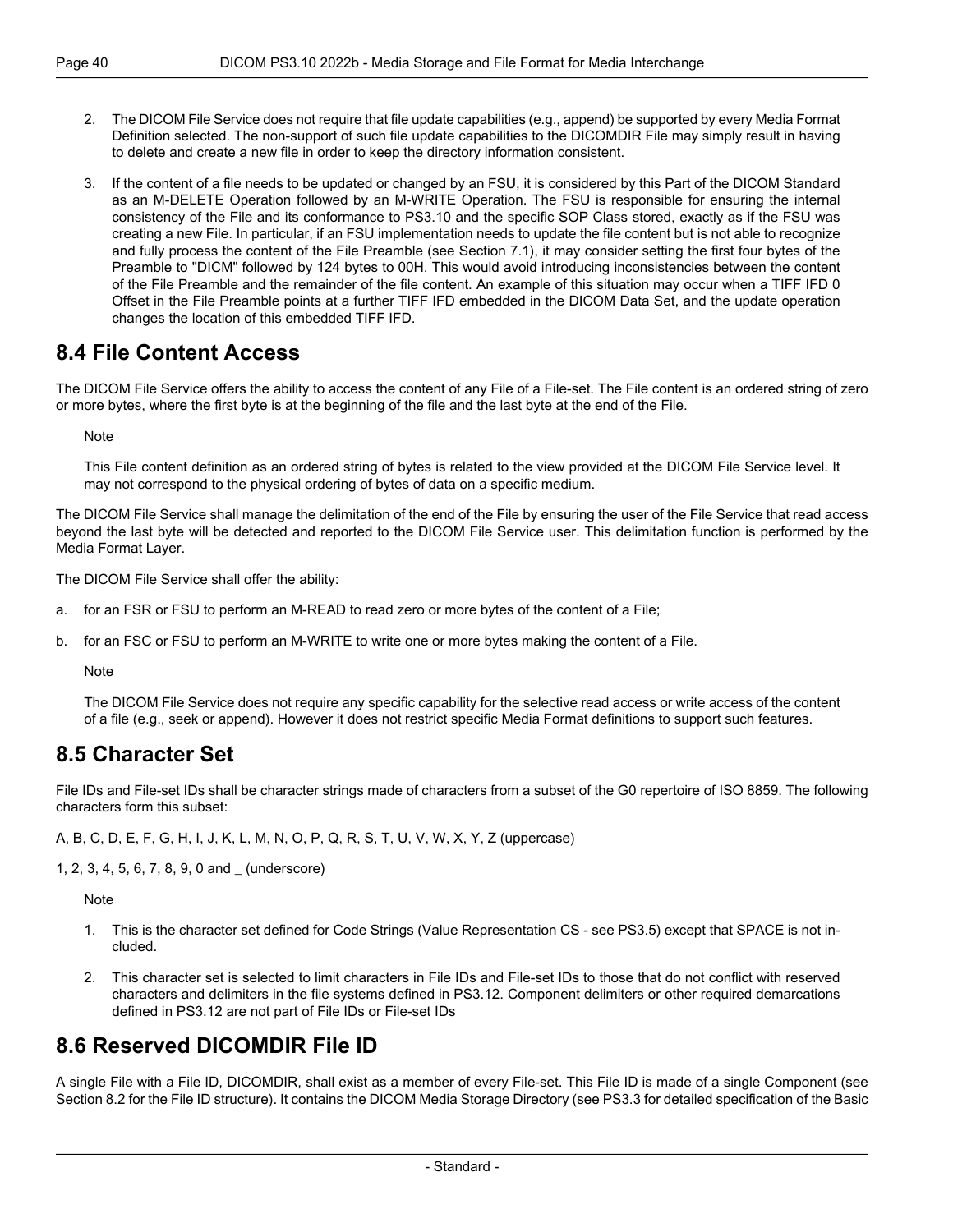2. The DICOM File Service does not require that file update capabilities (e.g., append) be supported by every Media Format Definition selected. The non-support of such file update capabilities to the DICOMDIR File may simply result in having to delete and create a new file in order to keep the directory information consistent.

3. If the content of a file needs to be updated or changed by an FSU, it is considered by this Part of the DICOM Standard as an M-DELETE Operation followed by an M-WRITE Operation. The FSU is responsible for ensuring the internal consistency of the File and its conformance to PS3.10 and the specific SOP Class stored, exactly as if the FSU was creating a new File. In particular, if an FSU implementation needs to update the file content but is not able to recognize and fully process the content of the File Preamble (see Section 7.1), it may consider setting the first four bytes of the Preamble to "DICM" followed by 124 bytes to 00H. This would avoid introducing inconsistencies between the content of the File Preamble and the remainder of the file content. An example of this situation may occur when a TIFF IFD 0 Offset in the File Preamble points at a further TIFF IFD embedded in the DICOM Data Set, and the update operation changes the location of this embedded TIFF IFD.

## 8.4 File Content Access

The DICOM File Service offers the ability to access the content of any File of a File-set. The File content is an ordered string of zero or more bytes, where the first byte is at the beginning of the file and the last byte at the end of the File.

Note

This File content definition as an ordered string of bytes is related to the view provided at the DICOM File Service level. It may not correspond to the physical ordering of bytes of data on a specific medium.

The DICOM File Service shall manage the delimitation of the end of the File by ensuring the user of the File Service that read access beyond the last byte will be detected and reported to the DICOM File Service user. This delimitation function is performed by the Media Format Layer.

The DICOM File Service shall offer the ability:

a. for an FSR or FSU to perform an M-READ to read zero or more bytes of the content of a File;

b. for an FSC or FSU to perform an M-WRITE to write one or more bytes making the content of a File.

Note

The DICOM File Service does not require any specific capability for the selective read access or write access of the content of a file (e.g., seek or append). However it does not restrict specific Media Format definitions to support such features.

## 8.5 Character Set

File IDs and File-set IDs shall be character strings made of characters from a subset of the G0 repertoire of ISO 8859. The following characters form this subset:

A, B, C, D, E, F, G, H, I, J, K, L, M, N, O, P, Q, R, S, T, U, V, W, X, Y, Z (uppercase)

1, 2, 3, 4, 5, 6, 7, 8, 9, 0 and _ (underscore)

Note

1. This is the character set defined for Code Strings (Value Representation CS - see PS3.5) except that SPACE is not included.

2. This character set is selected to limit characters in File IDs and File-set IDs to those that do not conflict with reserved characters and delimiters in the file systems defined in PS3.12. Component delimiters or other required demarcations defined in PS3.12 are not part of File IDs or File-set IDs

## 8.6 Reserved DICOMDIR File ID

A single File with a File ID, DICOMDIR, shall exist as a member of every File-set. This File ID is made of a single Component (see Section 8.2 for the File ID structure). It contains the DICOM Media Storage Directory (see PS3.3 for detailed specification of the Basic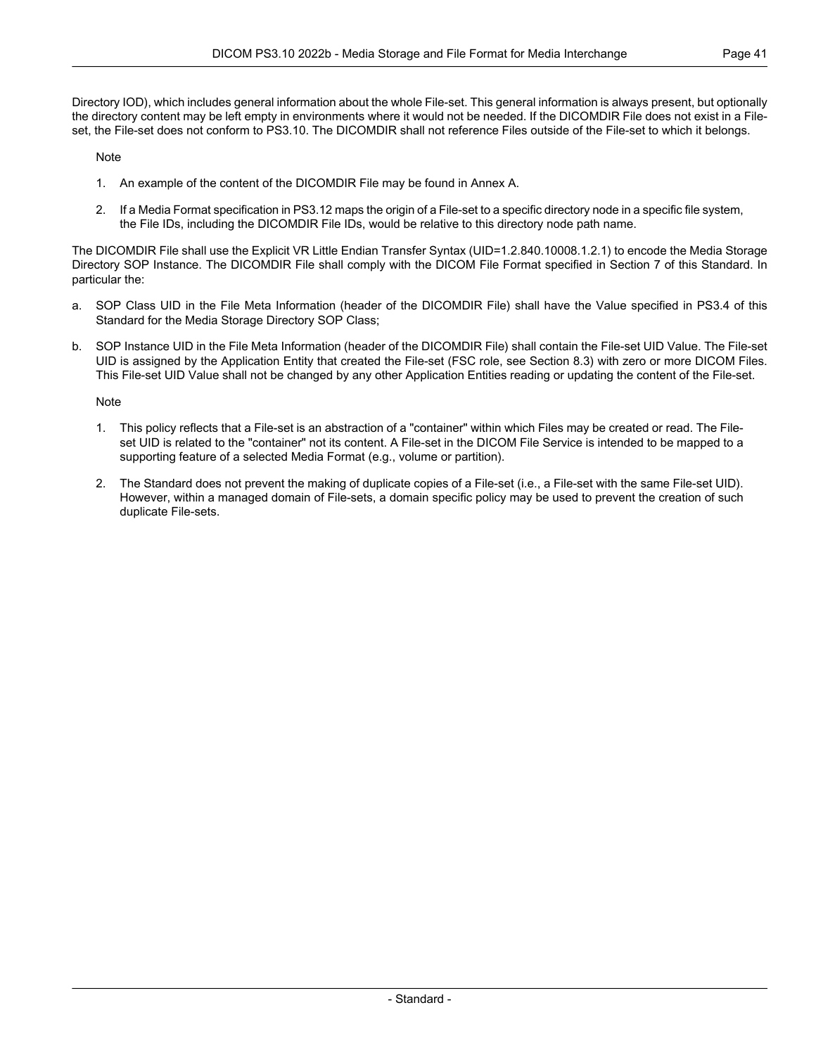Directory IOD), which includes general information about the whole File-set. This general information is always present, but optionally the directory content may be left empty in environments where it would not be needed. If the DICOMDIR File does not exist in a File-set, the File-set does not conform to PS3.10. The DICOMDIR shall not reference Files outside of the File-set to which it belongs.

Note

1. An example of the content of the DICOMDIR File may be found in Annex A.
2. If a Media Format specification in PS3.12 maps the origin of a File-set to a specific directory node in a specific file system, the File IDs, including the DICOMDIR File IDs, would be relative to this directory node path name.

The DICOMDIR File shall use the Explicit VR Little Endian Transfer Syntax (UID=1.2.840.10008.1.2.1) to encode the Media Storage Directory SOP Instance. The DICOMDIR File shall comply with the DICOM File Format specified in Section 7 of this Standard. In particular the:

a. SOP Class UID in the File Meta Information (header of the DICOMDIR File) shall have the Value specified in PS3.4 of this Standard for the Media Storage Directory SOP Class;

b. SOP Instance UID in the File Meta Information (header of the DICOMDIR File) shall contain the File-set UID Value. The File-set UID is assigned by the Application Entity that created the File-set (FSC role, see Section 8.3) with zero or more DICOM Files. This File-set UID Value shall not be changed by any other Application Entities reading or updating the content of the File-set.

Note

1. This policy reflects that a File-set is an abstraction of a "container" within which Files may be created or read. The File-set UID is related to the "container" not its content. A File-set in the DICOM File Service is intended to be mapped to a supporting feature of a selected Media Format (e.g., volume or partition).
2. The Standard does not prevent the making of duplicate copies of a File-set (i.e., a File-set with the same File-set UID). However, within a managed domain of File-sets, a domain specific policy may be used to prevent the creation of such duplicate File-sets.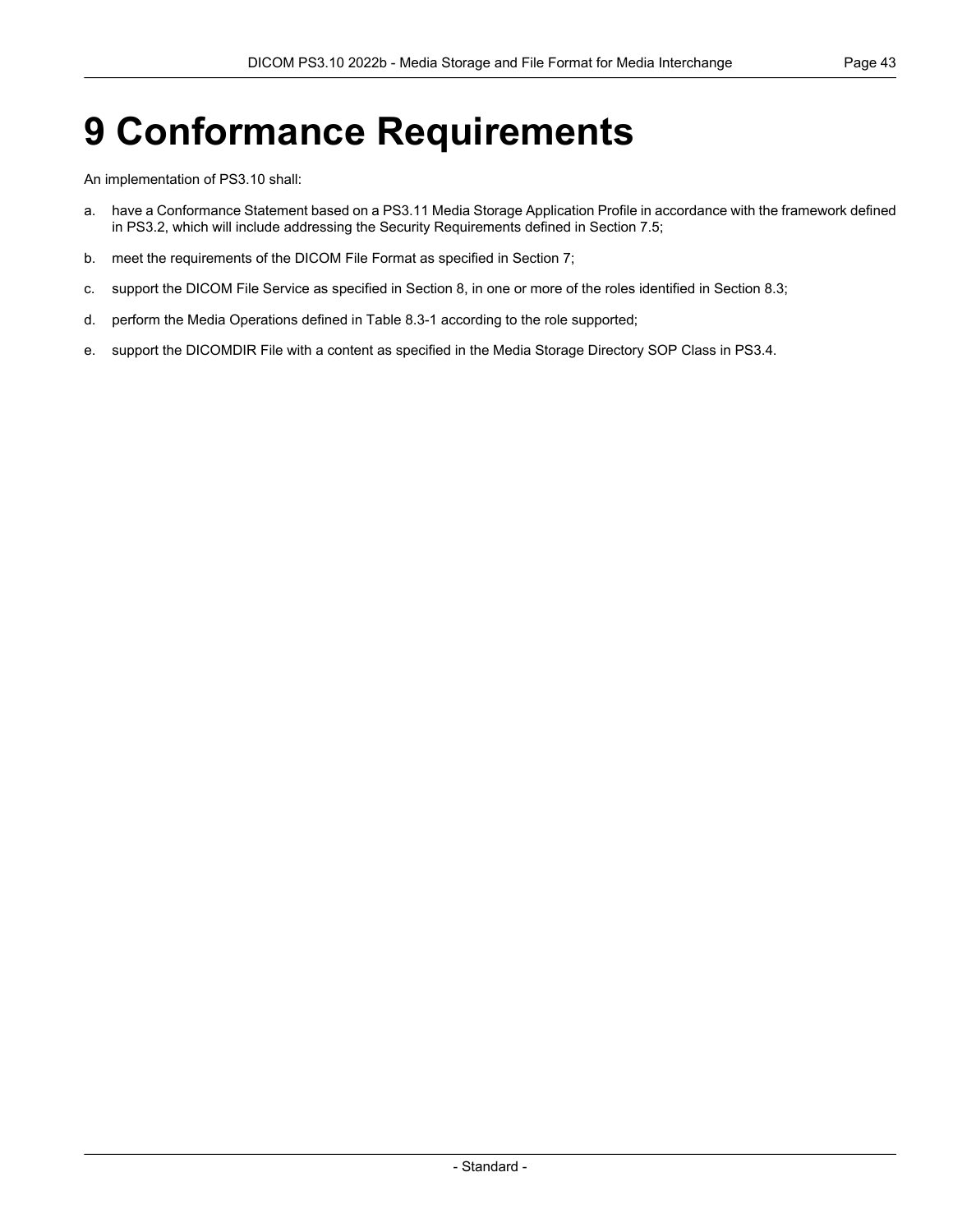# 9 Conformance Requirements

An implementation of PS3.10 shall:

a. have a Conformance Statement based on a PS3.11 Media Storage Application Profile in accordance with the framework defined in PS3.2, which will include addressing the Security Requirements defined in Section 7.5;

b. meet the requirements of the DICOM File Format as specified in Section 7;

c. support the DICOM File Service as specified in Section 8, in one or more of the roles identified in Section 8.3;

d. perform the Media Operations defined in Table 8.3-1 according to the role supported;

e. support the DICOMDIR File with a content as specified in the Media Storage Directory SOP Class in PS3.4.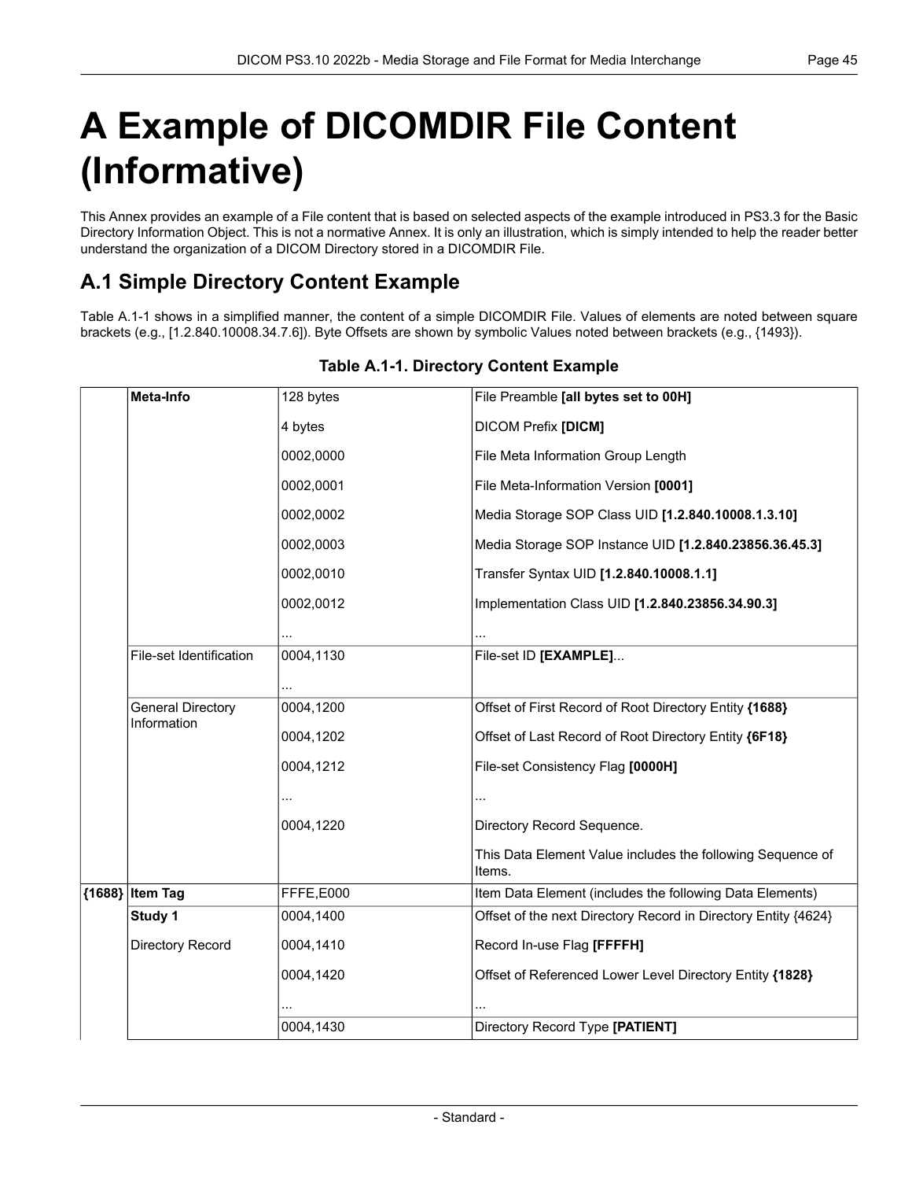# A Example of DICOMDIR File Content (Informative)

This Annex provides an example of a File content that is based on selected aspects of the example introduced in PS3.3 for the Basic Directory Information Object. This is not a normative Annex. It is only an illustration, which is simply intended to help the reader better understand the organization of a DICOM Directory stored in a DICOMDIR File.

## A.1 Simple Directory Content Example

Table A.1-1 shows in a simplified manner, the content of a simple DICOMDIR File. Values of elements are noted between square brackets (e.g., [1.2.840.10008.34.7.6]). Byte Offsets are shown by symbolic Values noted between brackets (e.g., {1493}).

**Table A.1-1. Directory Content Example**

| | | | |
|---|---|---|---|
| | **Meta-Info** | 128 bytes | File Preamble **[all bytes set to 00H]** |
| | | 4 bytes | DICOM Prefix **[DICM]** |
| | | 0002,0000 | File Meta Information Group Length |
| | | 0002,0001 | File Meta-Information Version **[0001]** |
| | | 0002,0002 | Media Storage SOP Class UID **[1.2.840.10008.1.3.10]** |
| | | 0002,0003 | Media Storage SOP Instance UID **[1.2.840.23856.36.45.3]** |
| | | 0002,0010 | Transfer Syntax UID **[1.2.840.10008.1.1]** |
| | | 0002,0012 | Implementation Class UID **[1.2.840.23856.34.90.3]** |
| | | ... | ... |
| | File-set Identification | 0004,1130 | File-set ID **[EXAMPLE]**... |
| | | ... | |
| | General Directory Information | 0004,1200 | Offset of First Record of Root Directory Entity **{1688}** |
| | | 0004,1202 | Offset of Last Record of Root Directory Entity **{6F18}** |
| | | 0004,1212 | File-set Consistency Flag **[0000H]** |
| | | ... | ... |
| | | 0004,1220 | Directory Record Sequence. |
| | | | This Data Element Value includes the following Sequence of Items. |
| **{1688}** | **Item Tag** | FFFE,E000 | Item Data Element (includes the following Data Elements) |
| | **Study 1** | 0004,1400 | Offset of the next Directory Record in Directory Entity {4624} |
| | Directory Record | 0004,1410 | Record In-use Flag **[FFFFH]** |
| | | 0004,1420 | Offset of Referenced Lower Level Directory Entity **{1828}** |
| | | ... | ... |
| | | 0004,1430 | Directory Record Type **[PATIENT]** |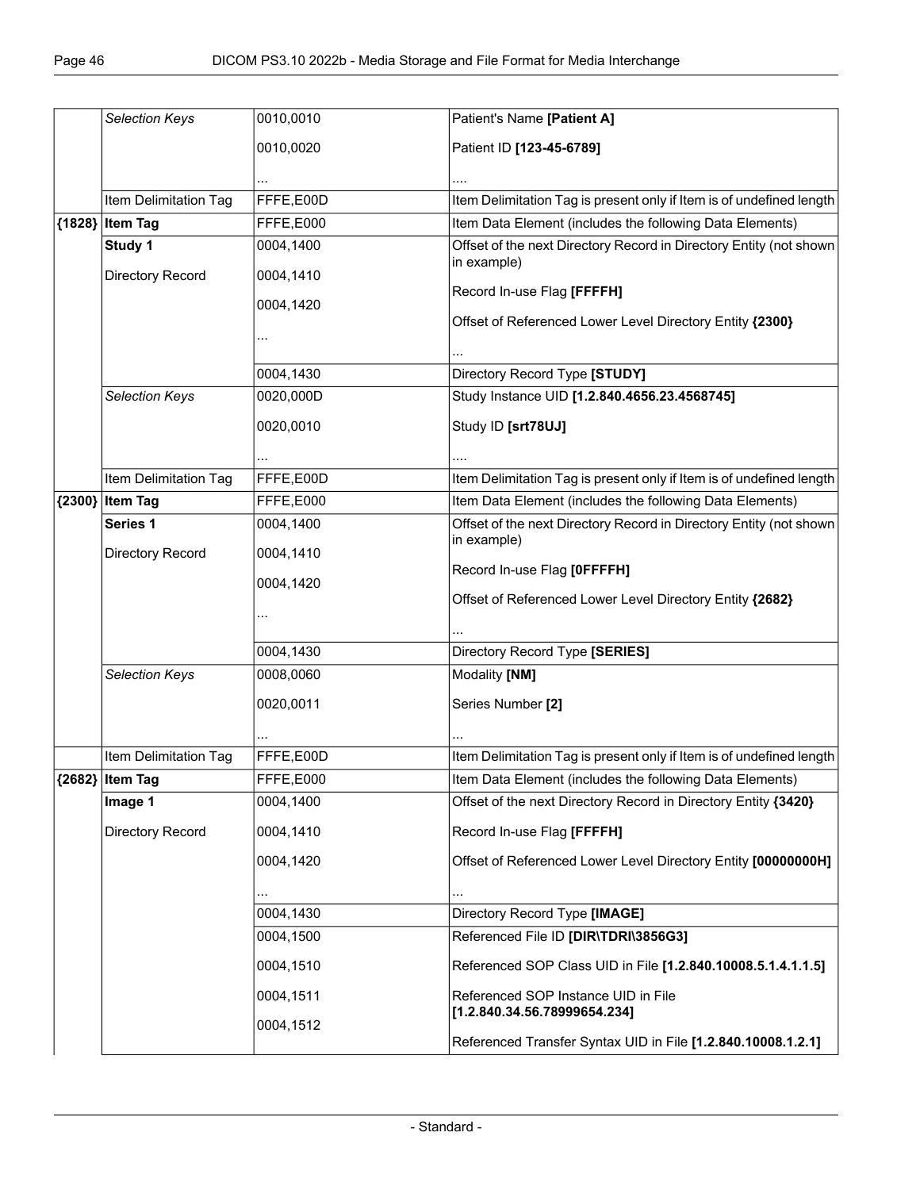| | | | |
|---|---|---|---|
| | *Selection Keys* | 0010,0010<br>0010,0020<br>... | Patient's Name **[Patient A]**<br>Patient ID **[123-45-6789]**<br>.... |
| | Item Delimitation Tag | FFFE,E00D | Item Delimitation Tag is present only if Item is of undefined length |
| **{1828}** | **Item Tag** | FFFE,E000 | Item Data Element (includes the following Data Elements) |
| | **Study 1**<br>Directory Record | 0004,1400<br>0004,1410<br>0004,1420<br>... | Offset of the next Directory Record in Directory Entity (not shown in example)<br>Record In-use Flag **[FFFFH]**<br>Offset of Referenced Lower Level Directory Entity **{2300}**<br>... |
| | | 0004,1430 | Directory Record Type **[STUDY]** |
| | *Selection Keys* | 0020,000D<br>0020,0010<br>... | Study Instance UID **[1.2.840.4656.23.4568745]**<br>Study ID **[srt78UJ]**<br>.... |
| | Item Delimitation Tag | FFFE,E00D | Item Delimitation Tag is present only if Item is of undefined length |
| **{2300}** | **Item Tag** | FFFE,E000 | Item Data Element (includes the following Data Elements) |
| | **Series 1**<br>Directory Record | 0004,1400<br>0004,1410<br>0004,1420<br>... | Offset of the next Directory Record in Directory Entity (not shown in example)<br>Record In-use Flag **[0FFFFH]**<br>Offset of Referenced Lower Level Directory Entity **{2682}**<br>... |
| | | 0004,1430 | Directory Record Type **[SERIES]** |
| | *Selection Keys* | 0008,0060<br>0020,0011<br>... | Modality **[NM]**<br>Series Number **[2]**<br>... |
| | Item Delimitation Tag | FFFE,E00D | Item Delimitation Tag is present only if Item is of undefined length |
| **{2682}** | **Item Tag** | FFFE,E000 | Item Data Element (includes the following Data Elements) |
| | **Image 1**<br>Directory Record | 0004,1400<br>0004,1410<br>0004,1420<br>... | Offset of the next Directory Record in Directory Entity **{3420}**<br>Record In-use Flag **[FFFFH]**<br>Offset of Referenced Lower Level Directory Entity **[00000000H]**<br>... |
| | | 0004,1430 | Directory Record Type **[IMAGE]** |
| | | 0004,1500<br>0004,1510<br>0004,1511<br>0004,1512 | Referenced File ID **[DIR\TDRI\3856G3]**<br>Referenced SOP Class UID in File **[1.2.840.10008.5.1.4.1.1.5]**<br>Referenced SOP Instance UID in File **[1.2.840.34.56.78999654.234]**<br>Referenced Transfer Syntax UID in File **[1.2.840.10008.1.2.1]** |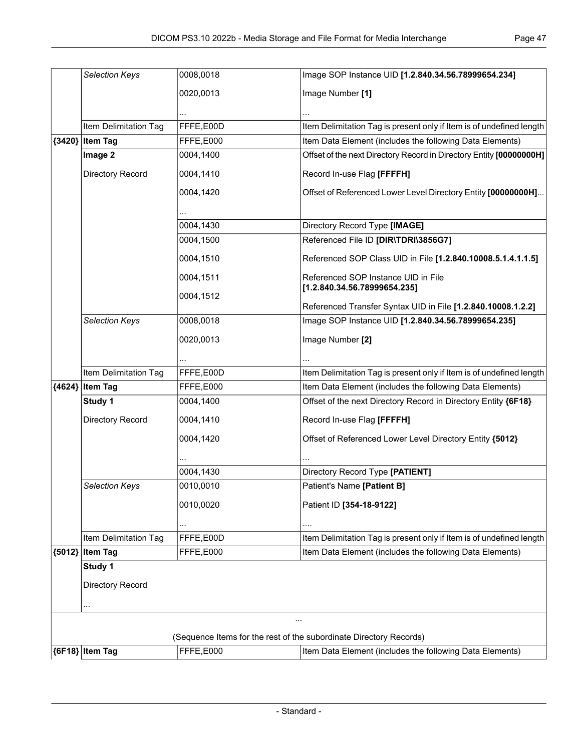|  |  |  |  |
|---|---|---|---|
|  | *Selection Keys* | 0008,0018 | Image SOP Instance UID **[1.2.840.34.56.78999654.234]** |
|  |  | 0020,0013 | Image Number **[1]** |
|  |  | ... | ... |
|  | Item Delimitation Tag | FFFE,E00D | Item Delimitation Tag is present only if Item is of undefined length |
| **{3420}** | **Item Tag** | FFFE,E000 | Item Data Element (includes the following Data Elements) |
|  | **Image 2** | 0004,1400 | Offset of the next Directory Record in Directory Entity **[00000000H]** |
|  | Directory Record | 0004,1410 | Record In-use Flag **[FFFFH]** |
|  |  | 0004,1420 | Offset of Referenced Lower Level Directory Entity **[00000000H]**... |
|  |  | ... |  |
|  |  | 0004,1430 | Directory Record Type **[IMAGE]** |
|  |  | 0004,1500 | Referenced File ID **[DIR\TDRI\3856G7]** |
|  |  | 0004,1510 | Referenced SOP Class UID in File **[1.2.840.10008.5.1.4.1.1.5]** |
|  |  | 0004,1511 | Referenced SOP Instance UID in File **[1.2.840.34.56.78999654.235]** |
|  |  | 0004,1512 | Referenced Transfer Syntax UID in File **[1.2.840.10008.1.2.2]** |
|  | *Selection Keys* | 0008,0018 | Image SOP Instance UID **[1.2.840.34.56.78999654.235]** |
|  |  | 0020,0013 | Image Number **[2]** |
|  |  | ... | ... |
|  | Item Delimitation Tag | FFFE,E00D | Item Delimitation Tag is present only if Item is of undefined length |
| **{4624}** | **Item Tag** | FFFE,E000 | Item Data Element (includes the following Data Elements) |
|  | **Study 1** | 0004,1400 | Offset of the next Directory Record in Directory Entity **{6F18}** |
|  | Directory Record | 0004,1410 | Record In-use Flag **[FFFFH]** |
|  |  | 0004,1420 | Offset of Referenced Lower Level Directory Entity **{5012}** |
|  |  | ... | ... |
|  |  | 0004,1430 | Directory Record Type **[PATIENT]** |
|  | *Selection Keys* | 0010,0010 | Patient's Name **[Patient B]** |
|  |  | 0010,0020 | Patient ID **[354-18-9122]** |
|  |  | ... | .... |
|  | Item Delimitation Tag | FFFE,E00D | Item Delimitation Tag is present only if Item is of undefined length |
| **{5012}** | **Item Tag** | FFFE,E000 | Item Data Element (includes the following Data Elements) |
|  | **Study 1** |  |  |
|  | Directory Record |  |  |
|  | ... |  |  |
| ... (Sequence Items for the rest of the subordinate Directory Records) |  |  |  |
| **{6F18}** | **Item Tag** | FFFE,E000 | Item Data Element (includes the following Data Elements) |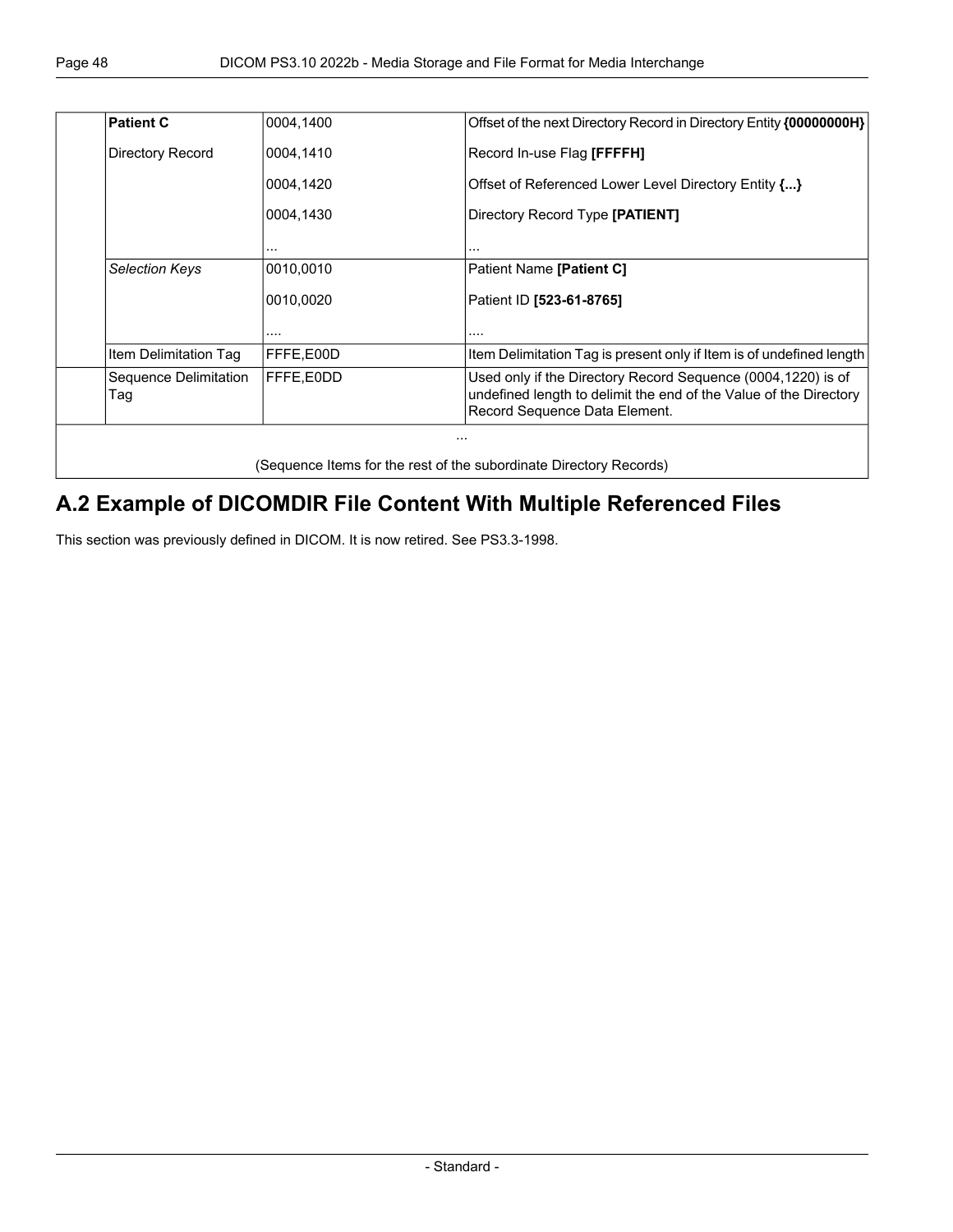| | | | |
|---|---|---|---|
| | **Patient C** | 0004,1400 | Offset of the next Directory Record in Directory Entity **{00000000H}** |
| | Directory Record | 0004,1410 | Record In-use Flag **[FFFFH]** |
| | | 0004,1420 | Offset of Referenced Lower Level Directory Entity **{...}** |
| | | 0004,1430 | Directory Record Type **[PATIENT]** |
| | | ... | ... |
| | *Selection Keys* | 0010,0010 | Patient Name **[Patient C]** |
| | | 0010,0020 | Patient ID **[523-61-8765]** |
| | | .... | .... |
| | Item Delimitation Tag | FFFE,E00D | Item Delimitation Tag is present only if Item is of undefined length |
| | Sequence Delimitation Tag | FFFE,E0DD | Used only if the Directory Record Sequence (0004,1220) is of undefined length to delimit the end of the Value of the Directory Record Sequence Data Element. |
| ... (Sequence Items for the rest of the subordinate Directory Records) | | | |

## A.2 Example of DICOMDIR File Content With Multiple Referenced Files

This section was previously defined in DICOM. It is now retired. See PS3.3-1998.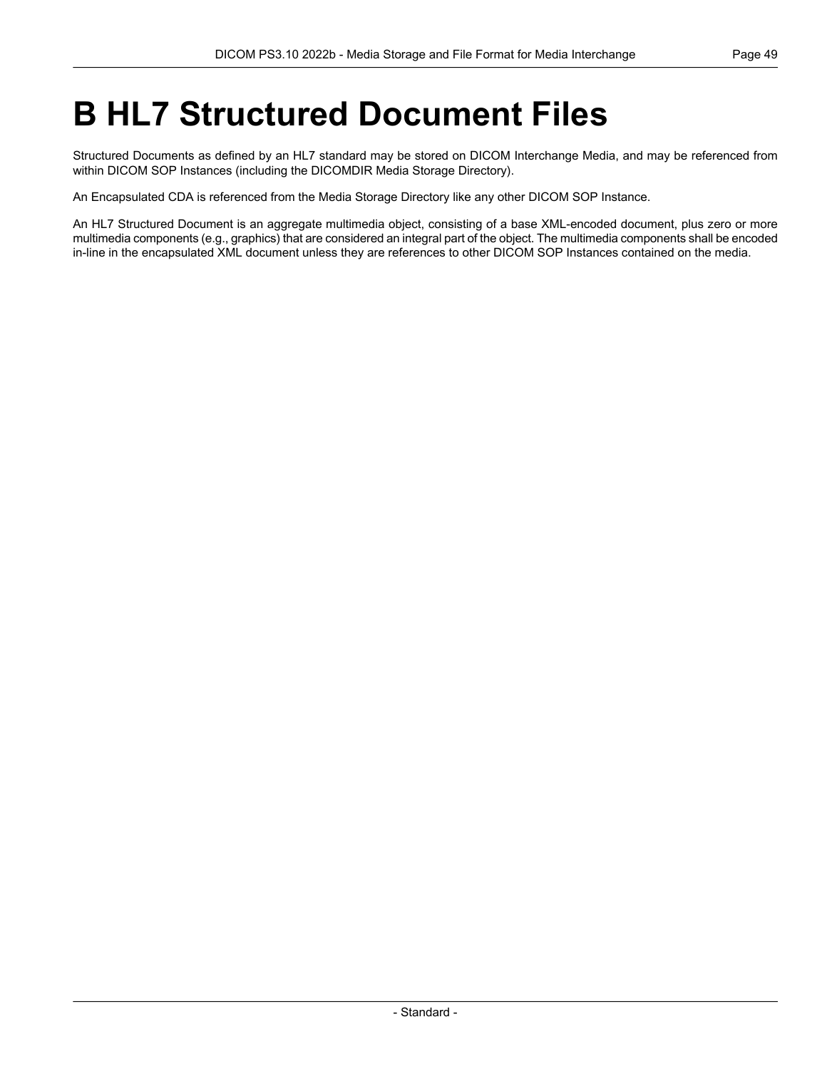# B HL7 Structured Document Files

Structured Documents as defined by an HL7 standard may be stored on DICOM Interchange Media, and may be referenced from within DICOM SOP Instances (including the DICOMDIR Media Storage Directory).

An Encapsulated CDA is referenced from the Media Storage Directory like any other DICOM SOP Instance.

An HL7 Structured Document is an aggregate multimedia object, consisting of a base XML-encoded document, plus zero or more multimedia components (e.g., graphics) that are considered an integral part of the object. The multimedia components shall be encoded in-line in the encapsulated XML document unless they are references to other DICOM SOP Instances contained on the media.